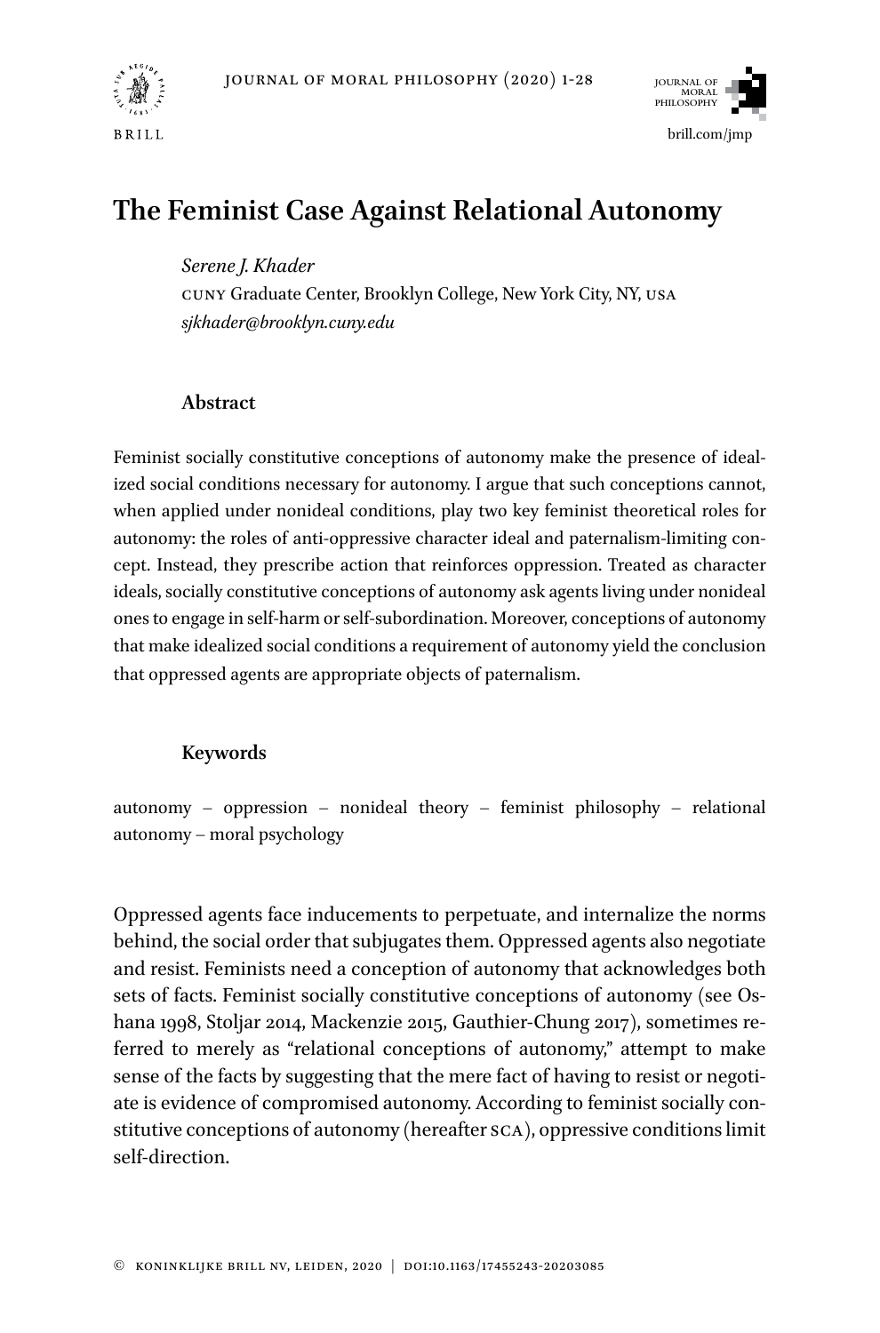# The Feminist Case Against Relational Autonomy

*Serene J. Khader*
CUNY Graduate Center, Brooklyn College, New York City, NY, USA
*sjkhader@brooklyn.cuny.edu*

### Abstract

Feminist socially constitutive conceptions of autonomy make the presence of idealized social conditions necessary for autonomy. I argue that such conceptions cannot, when applied under nonideal conditions, play two key feminist theoretical roles for autonomy: the roles of anti-oppressive character ideal and paternalism-limiting concept. Instead, they prescribe action that reinforces oppression. Treated as character ideals, socially constitutive conceptions of autonomy ask agents living under nonideal ones to engage in self-harm or self-subordination. Moreover, conceptions of autonomy that make idealized social conditions a requirement of autonomy yield the conclusion that oppressed agents are appropriate objects of paternalism.

### Keywords

autonomy – oppression – nonideal theory – feminist philosophy – relational autonomy – moral psychology

Oppressed agents face inducements to perpetuate, and internalize the norms behind, the social order that subjugates them. Oppressed agents also negotiate and resist. Feminists need a conception of autonomy that acknowledges both sets of facts. Feminist socially constitutive conceptions of autonomy (see Oshana 1998, Stoljar 2014, Mackenzie 2015, Gauthier-Chung 2017), sometimes referred to merely as "relational conceptions of autonomy," attempt to make sense of the facts by suggesting that the mere fact of having to resist or negotiate is evidence of compromised autonomy. According to feminist socially constitutive conceptions of autonomy (hereafter SCA), oppressive conditions limit self-direction.

© KONINKLIJKE BRILL NV, LEIDEN, 2020 | DOI:10.1163/17455243-20203085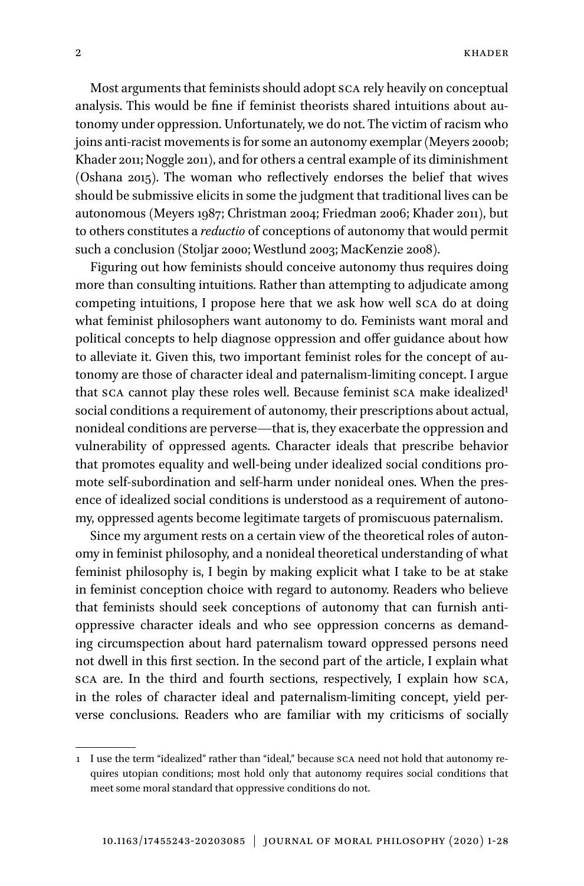Most arguments that feminists should adopt SCA rely heavily on conceptual analysis. This would be fine if feminist theorists shared intuitions about autonomy under oppression. Unfortunately, we do not. The victim of racism who joins anti-racist movements is for some an autonomy exemplar (Meyers 2000b; Khader 2011; Noggle 2011), and for others a central example of its diminishment (Oshana 2015). The woman who reflectively endorses the belief that wives should be submissive elicits in some the judgment that traditional lives can be autonomous (Meyers 1987; Christman 2004; Friedman 2006; Khader 2011), but to others constitutes a *reductio* of conceptions of autonomy that would permit such a conclusion (Stoljar 2000; Westlund 2003; MacKenzie 2008).

Figuring out how feminists should conceive autonomy thus requires doing more than consulting intuitions. Rather than attempting to adjudicate among competing intuitions, I propose here that we ask how well SCA do at doing what feminist philosophers want autonomy to do. Feminists want moral and political concepts to help diagnose oppression and offer guidance about how to alleviate it. Given this, two important feminist roles for the concept of autonomy are those of character ideal and paternalism-limiting concept. I argue that SCA cannot play these roles well. Because feminist SCA make idealized[1] social conditions a requirement of autonomy, their prescriptions about actual, nonideal conditions are perverse—that is, they exacerbate the oppression and vulnerability of oppressed agents. Character ideals that prescribe behavior that promotes equality and well-being under idealized social conditions promote self-subordination and self-harm under nonideal ones. When the presence of idealized social conditions is understood as a requirement of autonomy, oppressed agents become legitimate targets of promiscuous paternalism.

Since my argument rests on a certain view of the theoretical roles of autonomy in feminist philosophy, and a nonideal theoretical understanding of what feminist philosophy is, I begin by making explicit what I take to be at stake in feminist conception choice with regard to autonomy. Readers who believe that feminists should seek conceptions of autonomy that can furnish anti-oppressive character ideals and who see oppression concerns as demanding circumspection about hard paternalism toward oppressed persons need not dwell in this first section. In the second part of the article, I explain what SCA are. In the third and fourth sections, respectively, I explain how SCA, in the roles of character ideal and paternalism-limiting concept, yield perverse conclusions. Readers who are familiar with my criticisms of socially

---

1 I use the term "idealized" rather than "ideal," because SCA need not hold that autonomy requires utopian conditions; most hold only that autonomy requires social conditions that meet some moral standard that oppressive conditions do not.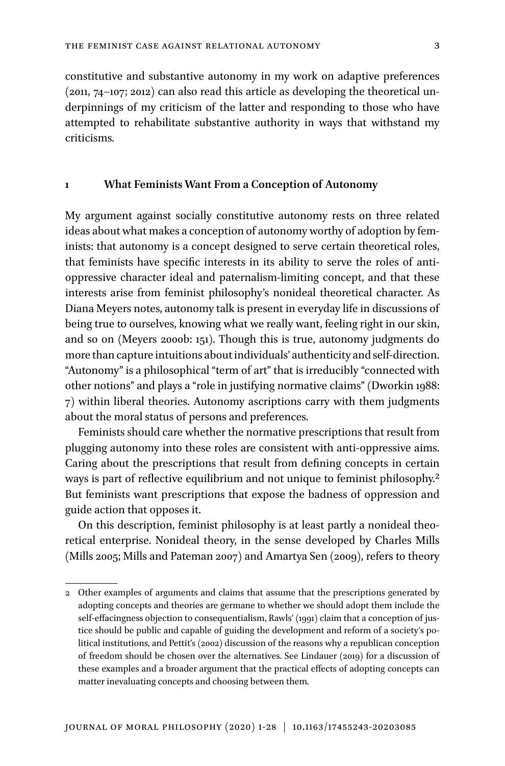constitutive and substantive autonomy in my work on adaptive preferences (2011, 74–107; 2012) can also read this article as developing the theoretical underpinnings of my criticism of the latter and responding to those who have attempted to rehabilitate substantive authority in ways that withstand my criticisms.

## 1 What Feminists Want From a Conception of Autonomy

My argument against socially constitutive autonomy rests on three related ideas about what makes a conception of autonomy worthy of adoption by feminists: that autonomy is a concept designed to serve certain theoretical roles, that feminists have specific interests in its ability to serve the roles of anti-oppressive character ideal and paternalism-limiting concept, and that these interests arise from feminist philosophy's nonideal theoretical character. As Diana Meyers notes, autonomy talk is present in everyday life in discussions of being true to ourselves, knowing what we really want, feeling right in our skin, and so on (Meyers 2000b: 151). Though this is true, autonomy judgments do more than capture intuitions about individuals' authenticity and self-direction. "Autonomy" is a philosophical "term of art" that is irreducibly "connected with other notions" and plays a "role in justifying normative claims" (Dworkin 1988: 7) within liberal theories. Autonomy ascriptions carry with them judgments about the moral status of persons and preferences.

Feminists should care whether the normative prescriptions that result from plugging autonomy into these roles are consistent with anti-oppressive aims. Caring about the prescriptions that result from defining concepts in certain ways is part of reflective equilibrium and not unique to feminist philosophy.[2] But feminists want prescriptions that expose the badness of oppression and guide action that opposes it.

On this description, feminist philosophy is at least partly a nonideal theoretical enterprise. Nonideal theory, in the sense developed by Charles Mills (Mills 2005; Mills and Pateman 2007) and Amartya Sen (2009), refers to theory

---

2 Other examples of arguments and claims that assume that the prescriptions generated by adopting concepts and theories are germane to whether we should adopt them include the self-effacingness objection to consequentialism, Rawls' (1991) claim that a conception of justice should be public and capable of guiding the development and reform of a society's political institutions, and Pettit's (2002) discussion of the reasons why a republican conception of freedom should be chosen over the alternatives. See Lindauer (2019) for a discussion of these examples and a broader argument that the practical effects of adopting concepts can matter inevaluating concepts and choosing between them.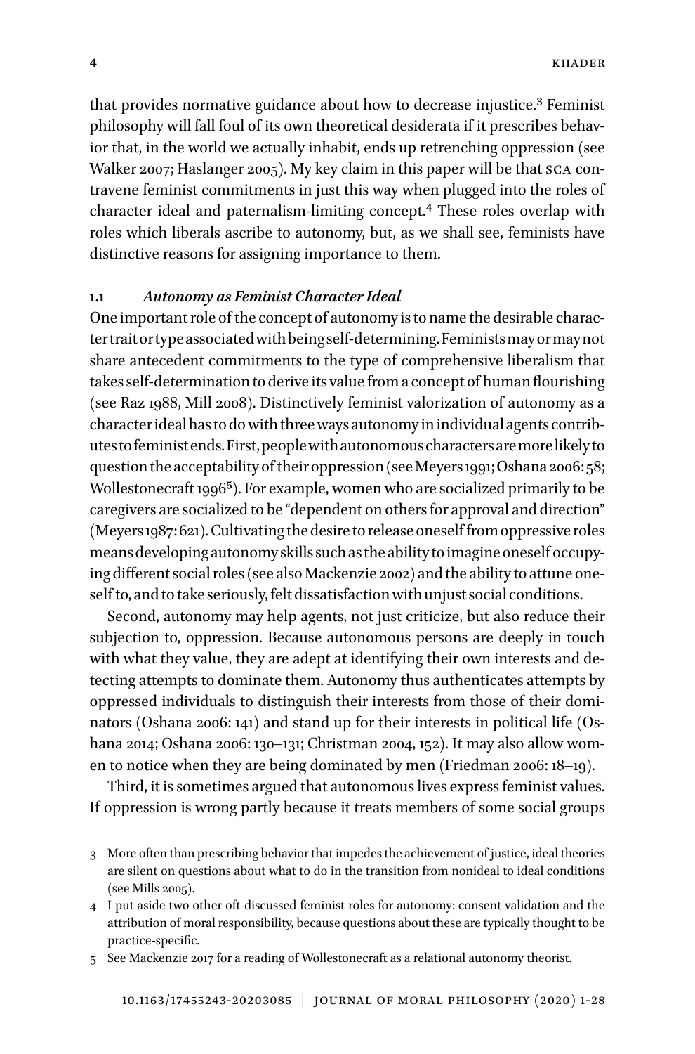that provides normative guidance about how to decrease injustice.[3] Feminist philosophy will fall foul of its own theoretical desiderata if it prescribes behavior that, in the world we actually inhabit, ends up retrenching oppression (see Walker 2007; Haslanger 2005). My key claim in this paper will be that SCA contravene feminist commitments in just this way when plugged into the roles of character ideal and paternalism-limiting concept.[4] These roles overlap with roles which liberals ascribe to autonomy, but, as we shall see, feminists have distinctive reasons for assigning importance to them.

### 1.1 *Autonomy as Feminist Character Ideal*

One important role of the concept of autonomy is to name the desirable character trait or type associated with being self-determining. Feminists may or may not share antecedent commitments to the type of comprehensive liberalism that takes self-determination to derive its value from a concept of human flourishing (see Raz 1988, Mill 2008). Distinctively feminist valorization of autonomy as a character ideal has to do with three ways autonomy in individual agents contributes to feminist ends. First, people with autonomous characters are more likely to question the acceptability of their oppression (see Meyers 1991; Oshana 2006: 58; Wollestonecraft 1996[5]). For example, women who are socialized primarily to be caregivers are socialized to be "dependent on others for approval and direction" (Meyers 1987: 621). Cultivating the desire to release oneself from oppressive roles means developing autonomy skills such as the ability to imagine oneself occupying different social roles (see also Mackenzie 2002) and the ability to attune oneself to, and to take seriously, felt dissatisfaction with unjust social conditions.

Second, autonomy may help agents, not just criticize, but also reduce their subjection to, oppression. Because autonomous persons are deeply in touch with what they value, they are adept at identifying their own interests and detecting attempts to dominate them. Autonomy thus authenticates attempts by oppressed individuals to distinguish their interests from those of their dominators (Oshana 2006: 141) and stand up for their interests in political life (Oshana 2014; Oshana 2006: 130–131; Christman 2004, 152). It may also allow women to notice when they are being dominated by men (Friedman 2006: 18–19).

Third, it is sometimes argued that autonomous lives express feminist values. If oppression is wrong partly because it treats members of some social groups

---

3 More often than prescribing behavior that impedes the achievement of justice, ideal theories are silent on questions about what to do in the transition from nonideal to ideal conditions (see Mills 2005).

4 I put aside two other oft-discussed feminist roles for autonomy: consent validation and the attribution of moral responsibility, because questions about these are typically thought to be practice-specific.

5 See Mackenzie 2017 for a reading of Wollestonecraft as a relational autonomy theorist.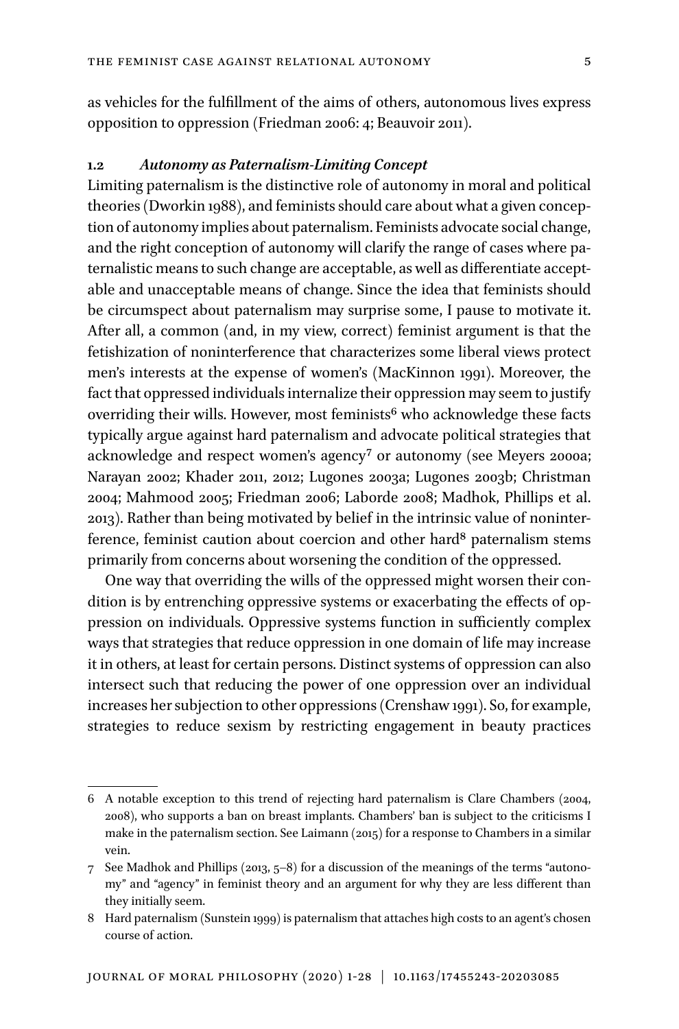as vehicles for the fulfillment of the aims of others, autonomous lives express opposition to oppression (Friedman 2006: 4; Beauvoir 2011).

### 1.2 *Autonomy as Paternalism-Limiting Concept*

Limiting paternalism is the distinctive role of autonomy in moral and political theories (Dworkin 1988), and feminists should care about what a given conception of autonomy implies about paternalism. Feminists advocate social change, and the right conception of autonomy will clarify the range of cases where paternalistic means to such change are acceptable, as well as differentiate acceptable and unacceptable means of change. Since the idea that feminists should be circumspect about paternalism may surprise some, I pause to motivate it. After all, a common (and, in my view, correct) feminist argument is that the fetishization of noninterference that characterizes some liberal views protect men's interests at the expense of women's (MacKinnon 1991). Moreover, the fact that oppressed individuals internalize their oppression may seem to justify overriding their wills. However, most feminists[6] who acknowledge these facts typically argue against hard paternalism and advocate political strategies that acknowledge and respect women's agency[7] or autonomy (see Meyers 2000a; Narayan 2002; Khader 2011, 2012; Lugones 2003a; Lugones 2003b; Christman 2004; Mahmood 2005; Friedman 2006; Laborde 2008; Madhok, Phillips et al. 2013). Rather than being motivated by belief in the intrinsic value of noninterference, feminist caution about coercion and other hard[8] paternalism stems primarily from concerns about worsening the condition of the oppressed.

One way that overriding the wills of the oppressed might worsen their condition is by entrenching oppressive systems or exacerbating the effects of oppression on individuals. Oppressive systems function in sufficiently complex ways that strategies that reduce oppression in one domain of life may increase it in others, at least for certain persons. Distinct systems of oppression can also intersect such that reducing the power of one oppression over an individual increases her subjection to other oppressions (Crenshaw 1991). So, for example, strategies to reduce sexism by restricting engagement in beauty practices

---

6 A notable exception to this trend of rejecting hard paternalism is Clare Chambers (2004, 2008), who supports a ban on breast implants. Chambers' ban is subject to the criticisms I make in the paternalism section. See Laimann (2015) for a response to Chambers in a similar vein.

7 See Madhok and Phillips (2013, 5–8) for a discussion of the meanings of the terms "autonomy" and "agency" in feminist theory and an argument for why they are less different than they initially seem.

8 Hard paternalism (Sunstein 1999) is paternalism that attaches high costs to an agent's chosen course of action.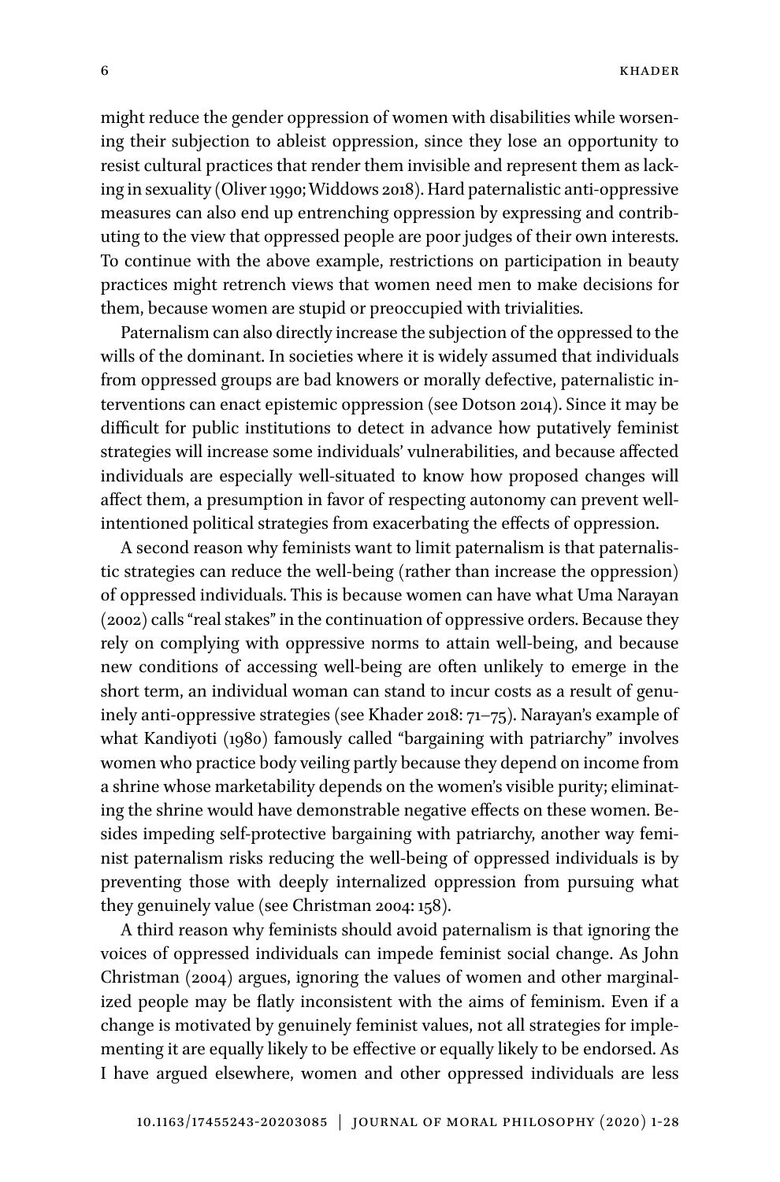might reduce the gender oppression of women with disabilities while worsening their subjection to ableist oppression, since they lose an opportunity to resist cultural practices that render them invisible and represent them as lacking in sexuality (Oliver 1990; Widdows 2018). Hard paternalistic anti-oppressive measures can also end up entrenching oppression by expressing and contributing to the view that oppressed people are poor judges of their own interests. To continue with the above example, restrictions on participation in beauty practices might retrench views that women need men to make decisions for them, because women are stupid or preoccupied with trivialities.

Paternalism can also directly increase the subjection of the oppressed to the wills of the dominant. In societies where it is widely assumed that individuals from oppressed groups are bad knowers or morally defective, paternalistic interventions can enact epistemic oppression (see Dotson 2014). Since it may be difficult for public institutions to detect in advance how putatively feminist strategies will increase some individuals' vulnerabilities, and because affected individuals are especially well-situated to know how proposed changes will affect them, a presumption in favor of respecting autonomy can prevent well-intentioned political strategies from exacerbating the effects of oppression.

A second reason why feminists want to limit paternalism is that paternalistic strategies can reduce the well-being (rather than increase the oppression) of oppressed individuals. This is because women can have what Uma Narayan (2002) calls "real stakes" in the continuation of oppressive orders. Because they rely on complying with oppressive norms to attain well-being, and because new conditions of accessing well-being are often unlikely to emerge in the short term, an individual woman can stand to incur costs as a result of genuinely anti-oppressive strategies (see Khader 2018: 71–75). Narayan's example of what Kandiyoti (1980) famously called "bargaining with patriarchy" involves women who practice body veiling partly because they depend on income from a shrine whose marketability depends on the women's visible purity; eliminating the shrine would have demonstrable negative effects on these women. Besides impeding self-protective bargaining with patriarchy, another way feminist paternalism risks reducing the well-being of oppressed individuals is by preventing those with deeply internalized oppression from pursuing what they genuinely value (see Christman 2004: 158).

A third reason why feminists should avoid paternalism is that ignoring the voices of oppressed individuals can impede feminist social change. As John Christman (2004) argues, ignoring the values of women and other marginalized people may be flatly inconsistent with the aims of feminism. Even if a change is motivated by genuinely feminist values, not all strategies for implementing it are equally likely to be effective or equally likely to be endorsed. As I have argued elsewhere, women and other oppressed individuals are less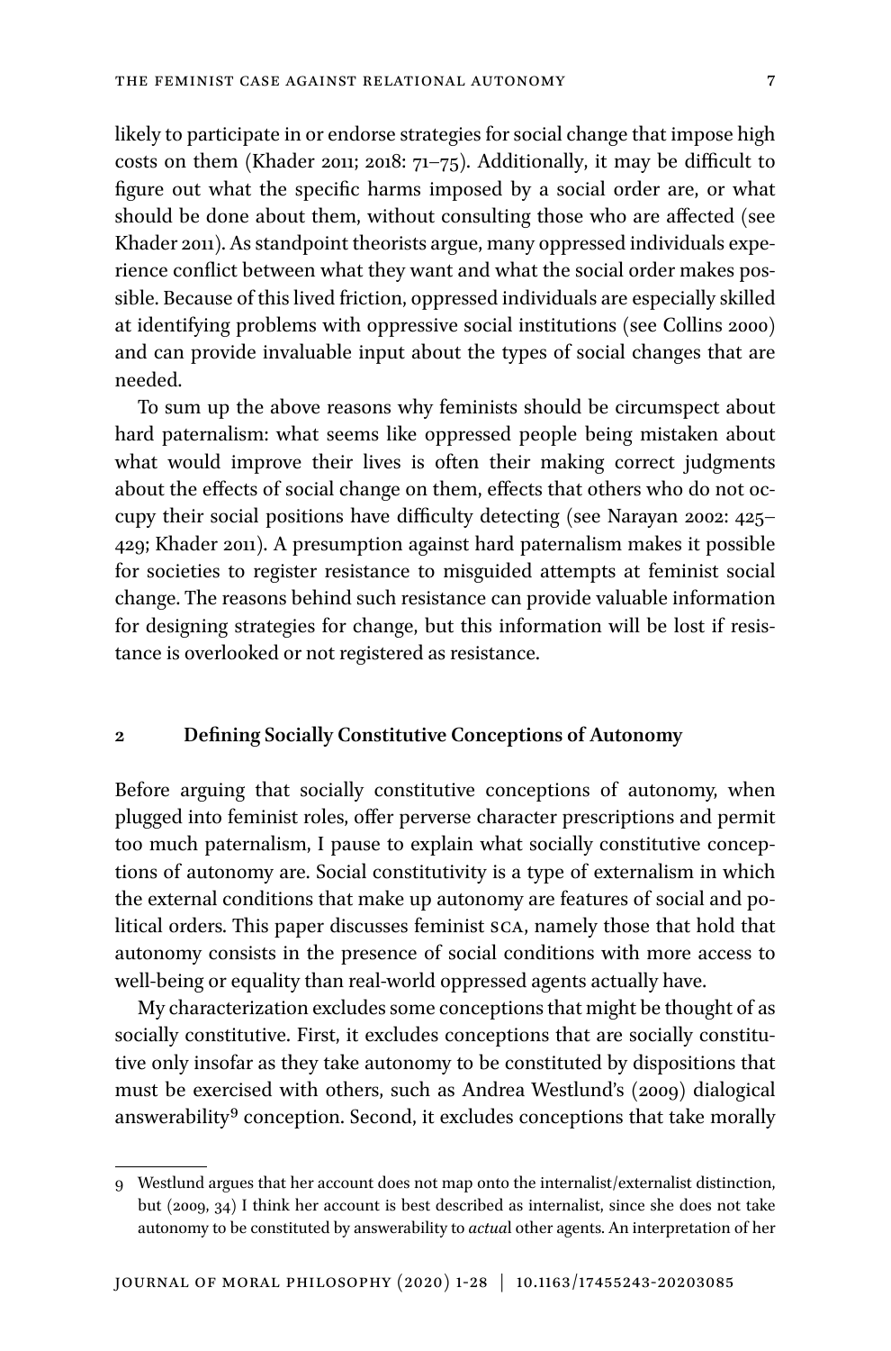likely to participate in or endorse strategies for social change that impose high costs on them (Khader 2011; 2018: 71–75). Additionally, it may be difficult to figure out what the specific harms imposed by a social order are, or what should be done about them, without consulting those who are affected (see Khader 2011). As standpoint theorists argue, many oppressed individuals experience conflict between what they want and what the social order makes possible. Because of this lived friction, oppressed individuals are especially skilled at identifying problems with oppressive social institutions (see Collins 2000) and can provide invaluable input about the types of social changes that are needed.

To sum up the above reasons why feminists should be circumspect about hard paternalism: what seems like oppressed people being mistaken about what would improve their lives is often their making correct judgments about the effects of social change on them, effects that others who do not occupy their social positions have difficulty detecting (see Narayan 2002: 425–429; Khader 2011). A presumption against hard paternalism makes it possible for societies to register resistance to misguided attempts at feminist social change. The reasons behind such resistance can provide valuable information for designing strategies for change, but this information will be lost if resistance is overlooked or not registered as resistance.

## 2 Defining Socially Constitutive Conceptions of Autonomy

Before arguing that socially constitutive conceptions of autonomy, when plugged into feminist roles, offer perverse character prescriptions and permit too much paternalism, I pause to explain what socially constitutive conceptions of autonomy are. Social constitutivity is a type of externalism in which the external conditions that make up autonomy are features of social and political orders. This paper discusses feminist SCA, namely those that hold that autonomy consists in the presence of social conditions with more access to well-being or equality than real-world oppressed agents actually have.

My characterization excludes some conceptions that might be thought of as socially constitutive. First, it excludes conceptions that are socially constitutive only insofar as they take autonomy to be constituted by dispositions that must be exercised with others, such as Andrea Westlund's (2009) dialogical answerability[9] conception. Second, it excludes conceptions that take morally

---

9 Westlund argues that her account does not map onto the internalist/externalist distinction, but (2009, 34) I think her account is best described as internalist, since she does not take autonomy to be constituted by answerability to *actual* other agents. An interpretation of her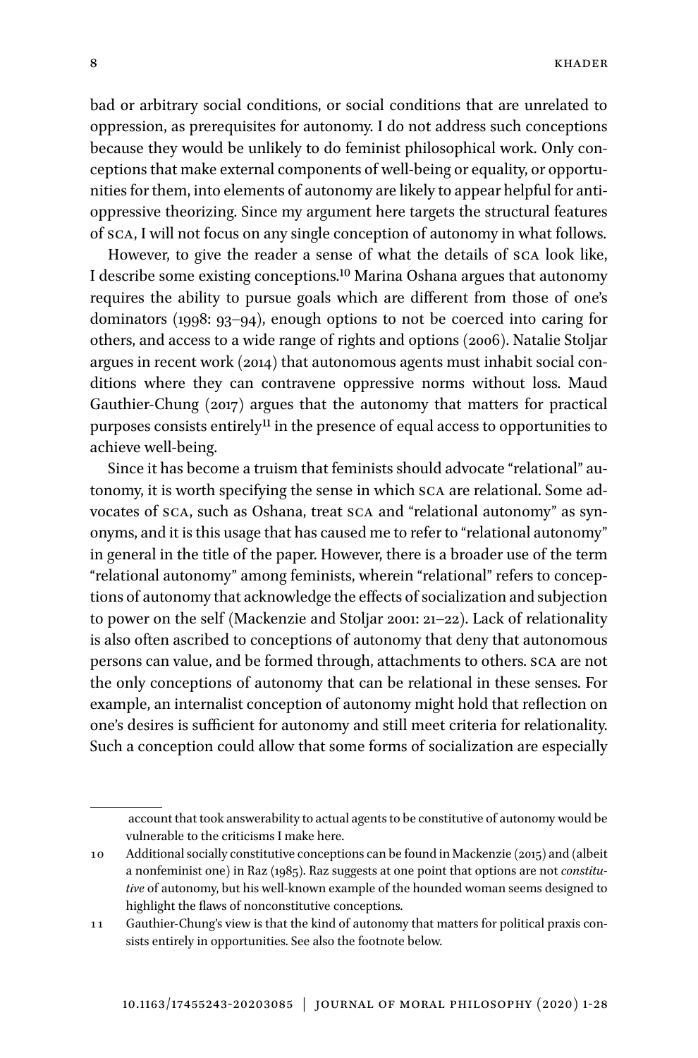bad or arbitrary social conditions, or social conditions that are unrelated to oppression, as prerequisites for autonomy. I do not address such conceptions because they would be unlikely to do feminist philosophical work. Only conceptions that make external components of well-being or equality, or opportunities for them, into elements of autonomy are likely to appear helpful for anti-oppressive theorizing. Since my argument here targets the structural features of SCA, I will not focus on any single conception of autonomy in what follows.

However, to give the reader a sense of what the details of SCA look like, I describe some existing conceptions.[10] Marina Oshana argues that autonomy requires the ability to pursue goals which are different from those of one's dominators (1998: 93–94), enough options to not be coerced into caring for others, and access to a wide range of rights and options (2006). Natalie Stoljar argues in recent work (2014) that autonomous agents must inhabit social conditions where they can contravene oppressive norms without loss. Maud Gauthier-Chung (2017) argues that the autonomy that matters for practical purposes consists entirely[11] in the presence of equal access to opportunities to achieve well-being.

Since it has become a truism that feminists should advocate "relational" autonomy, it is worth specifying the sense in which SCA are relational. Some advocates of SCA, such as Oshana, treat SCA and "relational autonomy" as synonyms, and it is this usage that has caused me to refer to "relational autonomy" in general in the title of the paper. However, there is a broader use of the term "relational autonomy" among feminists, wherein "relational" refers to conceptions of autonomy that acknowledge the effects of socialization and subjection to power on the self (Mackenzie and Stoljar 2001: 21–22). Lack of relationality is also often ascribed to conceptions of autonomy that deny that autonomous persons can value, and be formed through, attachments to others. SCA are not the only conceptions of autonomy that can be relational in these senses. For example, an internalist conception of autonomy might hold that reflection on one's desires is sufficient for autonomy and still meet criteria for relationality. Such a conception could allow that some forms of socialization are especially

---

account that took answerability to actual agents to be constitutive of autonomy would be vulnerable to the criticisms I make here.

10 Additional socially constitutive conceptions can be found in Mackenzie (2015) and (albeit a nonfeminist one) in Raz (1985). Raz suggests at one point that options are not *constitutive* of autonomy, but his well-known example of the hounded woman seems designed to highlight the flaws of nonconstitutive conceptions.

11 Gauthier-Chung's view is that the kind of autonomy that matters for political praxis consists entirely in opportunities. See also the footnote below.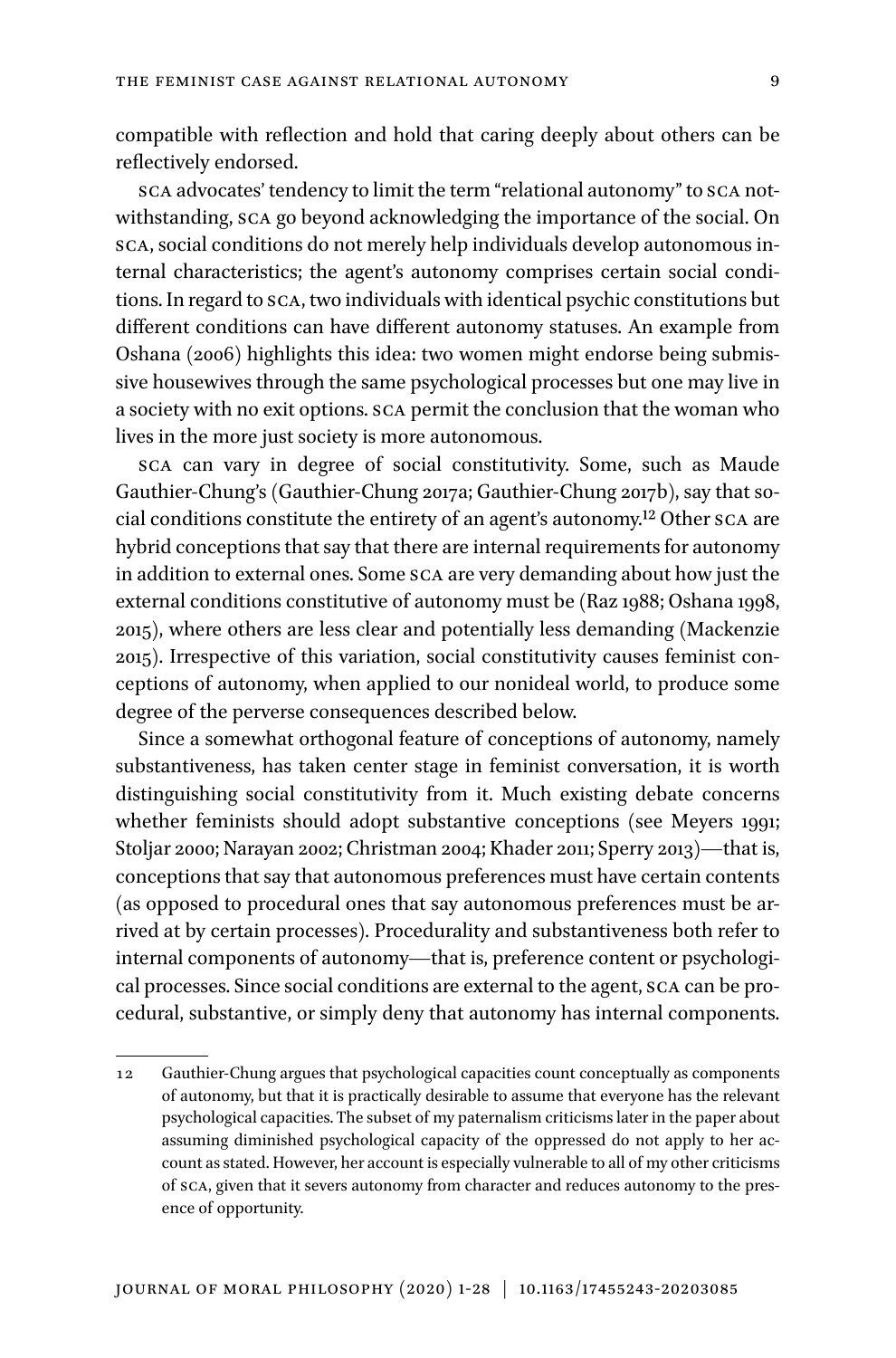compatible with reflection and hold that caring deeply about others can be reflectively endorsed.

SCA advocates' tendency to limit the term "relational autonomy" to SCA notwithstanding, SCA go beyond acknowledging the importance of the social. On SCA, social conditions do not merely help individuals develop autonomous internal characteristics; the agent's autonomy comprises certain social conditions. In regard to SCA, two individuals with identical psychic constitutions but different conditions can have different autonomy statuses. An example from Oshana (2006) highlights this idea: two women might endorse being submissive housewives through the same psychological processes but one may live in a society with no exit options. SCA permit the conclusion that the woman who lives in the more just society is more autonomous.

SCA can vary in degree of social constitutivity. Some, such as Maude Gauthier-Chung's (Gauthier-Chung 2017a; Gauthier-Chung 2017b), say that social conditions constitute the entirety of an agent's autonomy.[12] Other SCA are hybrid conceptions that say that there are internal requirements for autonomy in addition to external ones. Some SCA are very demanding about how just the external conditions constitutive of autonomy must be (Raz 1988; Oshana 1998, 2015), where others are less clear and potentially less demanding (Mackenzie 2015). Irrespective of this variation, social constitutivity causes feminist conceptions of autonomy, when applied to our nonideal world, to produce some degree of the perverse consequences described below.

Since a somewhat orthogonal feature of conceptions of autonomy, namely substantiveness, has taken center stage in feminist conversation, it is worth distinguishing social constitutivity from it. Much existing debate concerns whether feminists should adopt substantive conceptions (see Meyers 1991; Stoljar 2000; Narayan 2002; Christman 2004; Khader 2011; Sperry 2013)—that is, conceptions that say that autonomous preferences must have certain contents (as opposed to procedural ones that say autonomous preferences must be arrived at by certain processes). Procedurality and substantiveness both refer to internal components of autonomy—that is, preference content or psychological processes. Since social conditions are external to the agent, SCA can be procedural, substantive, or simply deny that autonomy has internal components.

---

12 Gauthier-Chung argues that psychological capacities count conceptually as components of autonomy, but that it is practically desirable to assume that everyone has the relevant psychological capacities. The subset of my paternalism criticisms later in the paper about assuming diminished psychological capacity of the oppressed do not apply to her account as stated. However, her account is especially vulnerable to all of my other criticisms of SCA, given that it severs autonomy from character and reduces autonomy to the presence of opportunity.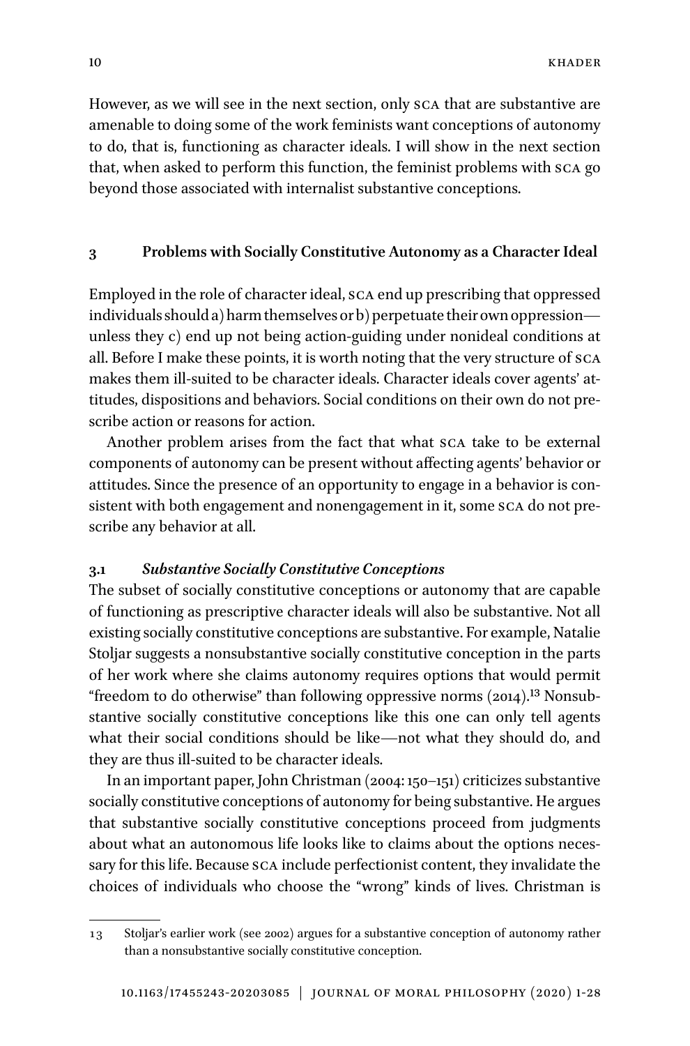However, as we will see in the next section, only SCA that are substantive are amenable to doing some of the work feminists want conceptions of autonomy to do, that is, functioning as character ideals. I will show in the next section that, when asked to perform this function, the feminist problems with SCA go beyond those associated with internalist substantive conceptions.

## 3 Problems with Socially Constitutive Autonomy as a Character Ideal

Employed in the role of character ideal, SCA end up prescribing that oppressed individuals should a) harm themselves or b) perpetuate their own oppression—unless they c) end up not being action-guiding under nonideal conditions at all. Before I make these points, it is worth noting that the very structure of SCA makes them ill-suited to be character ideals. Character ideals cover agents' attitudes, dispositions and behaviors. Social conditions on their own do not prescribe action or reasons for action.

Another problem arises from the fact that what SCA take to be external components of autonomy can be present without affecting agents' behavior or attitudes. Since the presence of an opportunity to engage in a behavior is consistent with both engagement and nonengagement in it, some SCA do not prescribe any behavior at all.

### 3.1 *Substantive Socially Constitutive Conceptions*

The subset of socially constitutive conceptions or autonomy that are capable of functioning as prescriptive character ideals will also be substantive. Not all existing socially constitutive conceptions are substantive. For example, Natalie Stoljar suggests a nonsubstantive socially constitutive conception in the parts of her work where she claims autonomy requires options that would permit "freedom to do otherwise" than following oppressive norms (2014).[13] Nonsubstantive socially constitutive conceptions like this one can only tell agents what their social conditions should be like—not what they should do, and they are thus ill-suited to be character ideals.

In an important paper, John Christman (2004: 150–151) criticizes substantive socially constitutive conceptions of autonomy for being substantive. He argues that substantive socially constitutive conceptions proceed from judgments about what an autonomous life looks like to claims about the options necessary for this life. Because SCA include perfectionist content, they invalidate the choices of individuals who choose the "wrong" kinds of lives. Christman is

---

13 Stoljar's earlier work (see 2002) argues for a substantive conception of autonomy rather than a nonsubstantive socially constitutive conception.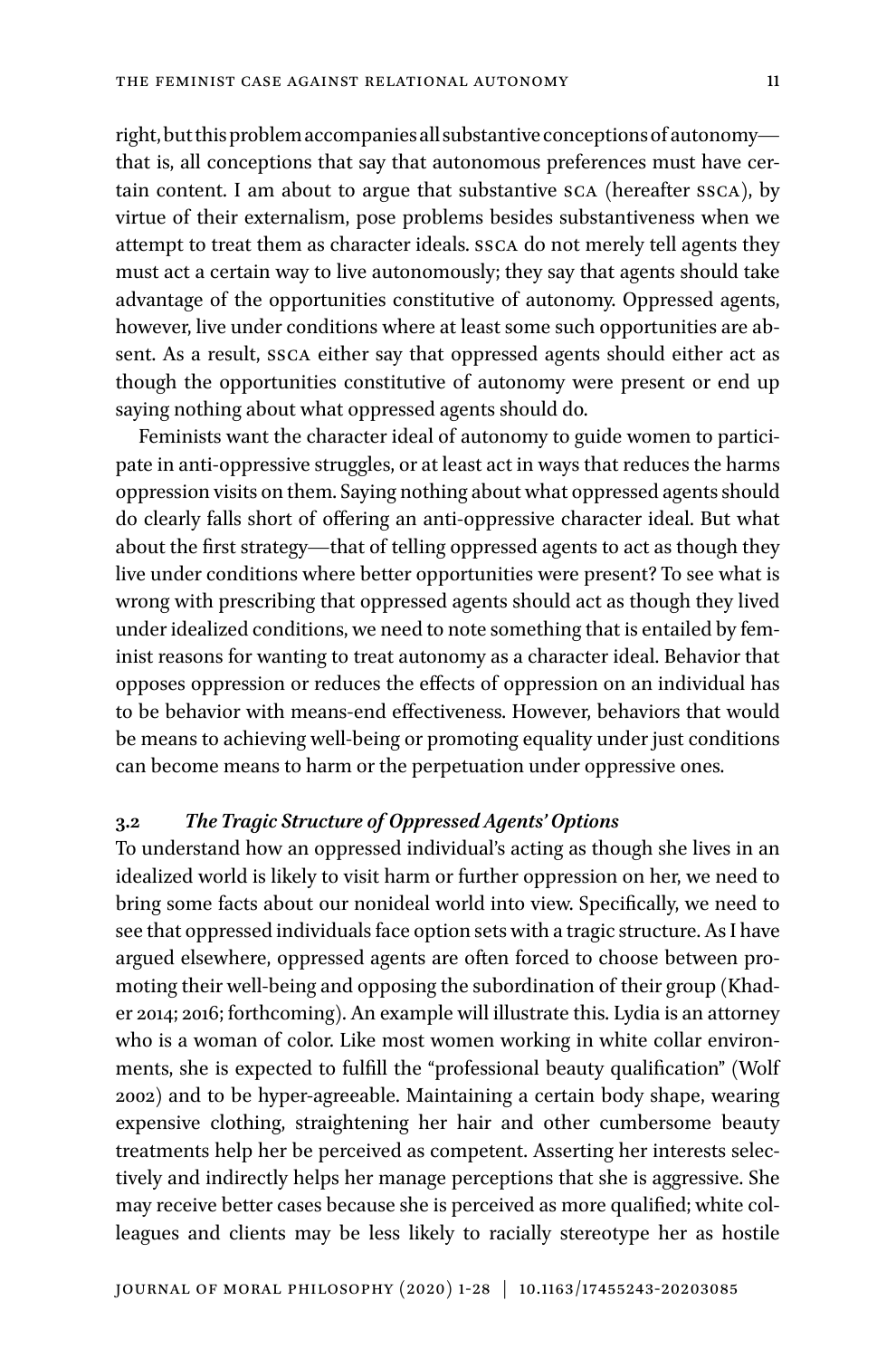right, but this problem accompanies all substantive conceptions of autonomy—that is, all conceptions that say that autonomous preferences must have certain content. I am about to argue that substantive SCA (hereafter SSCA), by virtue of their externalism, pose problems besides substantiveness when we attempt to treat them as character ideals. SSCA do not merely tell agents they must act a certain way to live autonomously; they say that agents should take advantage of the opportunities constitutive of autonomy. Oppressed agents, however, live under conditions where at least some such opportunities are absent. As a result, SSCA either say that oppressed agents should either act as though the opportunities constitutive of autonomy were present or end up saying nothing about what oppressed agents should do.

Feminists want the character ideal of autonomy to guide women to participate in anti-oppressive struggles, or at least act in ways that reduces the harms oppression visits on them. Saying nothing about what oppressed agents should do clearly falls short of offering an anti-oppressive character ideal. But what about the first strategy—that of telling oppressed agents to act as though they live under conditions where better opportunities were present? To see what is wrong with prescribing that oppressed agents should act as though they lived under idealized conditions, we need to note something that is entailed by feminist reasons for wanting to treat autonomy as a character ideal. Behavior that opposes oppression or reduces the effects of oppression on an individual has to be behavior with means-end effectiveness. However, behaviors that would be means to achieving well-being or promoting equality under just conditions can become means to harm or the perpetuation under oppressive ones.

### 3.2 *The Tragic Structure of Oppressed Agents' Options*

To understand how an oppressed individual's acting as though she lives in an idealized world is likely to visit harm or further oppression on her, we need to bring some facts about our nonideal world into view. Specifically, we need to see that oppressed individuals face option sets with a tragic structure. As I have argued elsewhere, oppressed agents are often forced to choose between promoting their well-being and opposing the subordination of their group (Khader 2014; 2016; forthcoming). An example will illustrate this. Lydia is an attorney who is a woman of color. Like most women working in white collar environments, she is expected to fulfill the "professional beauty qualification" (Wolf 2002) and to be hyper-agreeable. Maintaining a certain body shape, wearing expensive clothing, straightening her hair and other cumbersome beauty treatments help her be perceived as competent. Asserting her interests selectively and indirectly helps her manage perceptions that she is aggressive. She may receive better cases because she is perceived as more qualified; white colleagues and clients may be less likely to racially stereotype her as hostile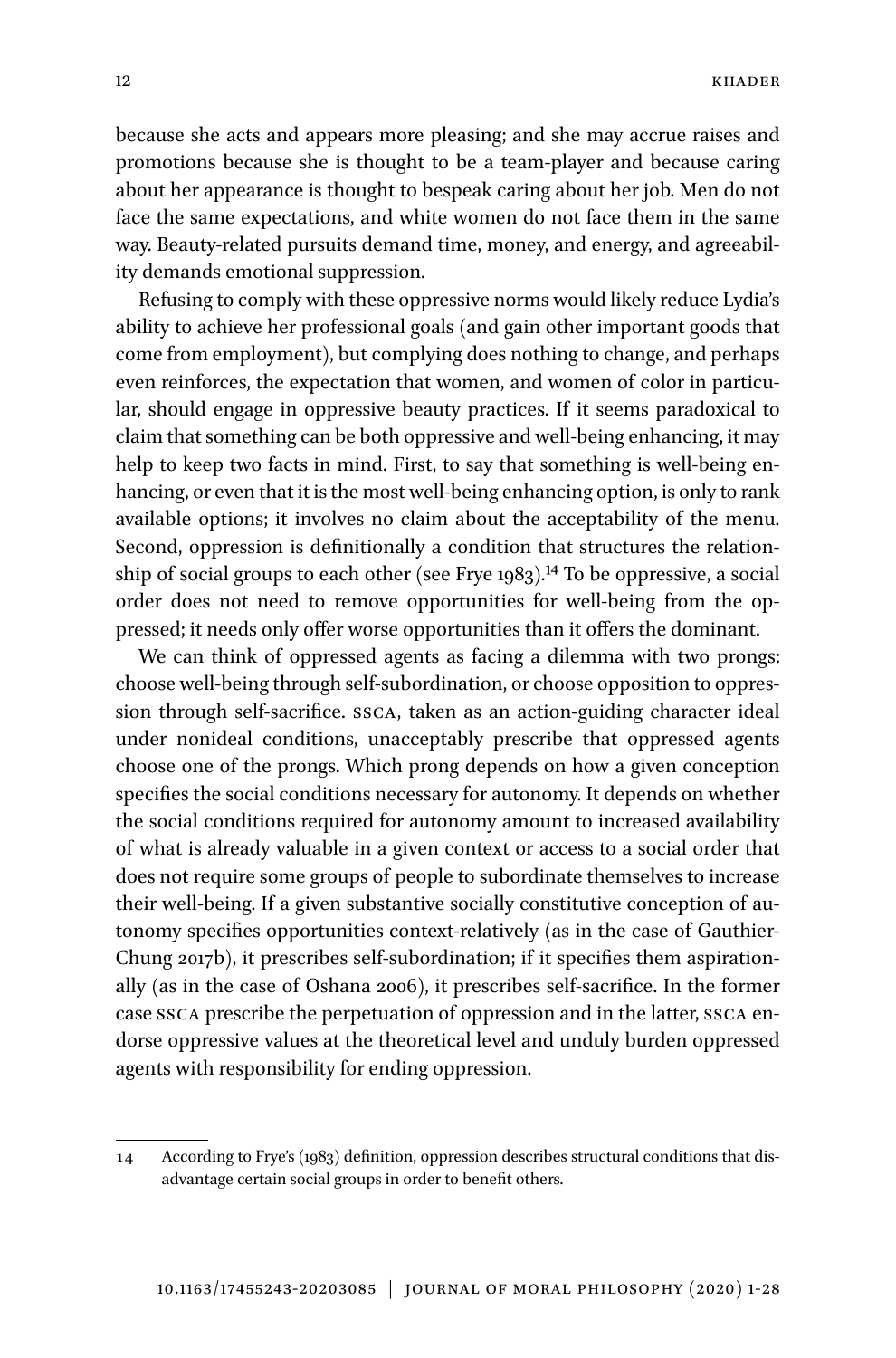because she acts and appears more pleasing; and she may accrue raises and promotions because she is thought to be a team-player and because caring about her appearance is thought to bespeak caring about her job. Men do not face the same expectations, and white women do not face them in the same way. Beauty-related pursuits demand time, money, and energy, and agreeability demands emotional suppression.

Refusing to comply with these oppressive norms would likely reduce Lydia's ability to achieve her professional goals (and gain other important goods that come from employment), but complying does nothing to change, and perhaps even reinforces, the expectation that women, and women of color in particular, should engage in oppressive beauty practices. If it seems paradoxical to claim that something can be both oppressive and well-being enhancing, it may help to keep two facts in mind. First, to say that something is well-being enhancing, or even that it is the most well-being enhancing option, is only to rank available options; it involves no claim about the acceptability of the menu. Second, oppression is definitionally a condition that structures the relationship of social groups to each other (see Frye 1983).[14] To be oppressive, a social order does not need to remove opportunities for well-being from the oppressed; it needs only offer worse opportunities than it offers the dominant.

We can think of oppressed agents as facing a dilemma with two prongs: choose well-being through self-subordination, or choose opposition to oppression through self-sacrifice. SSCA, taken as an action-guiding character ideal under nonideal conditions, unacceptably prescribe that oppressed agents choose one of the prongs. Which prong depends on how a given conception specifies the social conditions necessary for autonomy. It depends on whether the social conditions required for autonomy amount to increased availability of what is already valuable in a given context or access to a social order that does not require some groups of people to subordinate themselves to increase their well-being. If a given substantive socially constitutive conception of autonomy specifies opportunities context-relatively (as in the case of Gauthier-Chung 2017b), it prescribes self-subordination; if it specifies them aspirationally (as in the case of Oshana 2006), it prescribes self-sacrifice. In the former case SSCA prescribe the perpetuation of oppression and in the latter, SSCA endorse oppressive values at the theoretical level and unduly burden oppressed agents with responsibility for ending oppression.

---

14 According to Frye's (1983) definition, oppression describes structural conditions that disadvantage certain social groups in order to benefit others.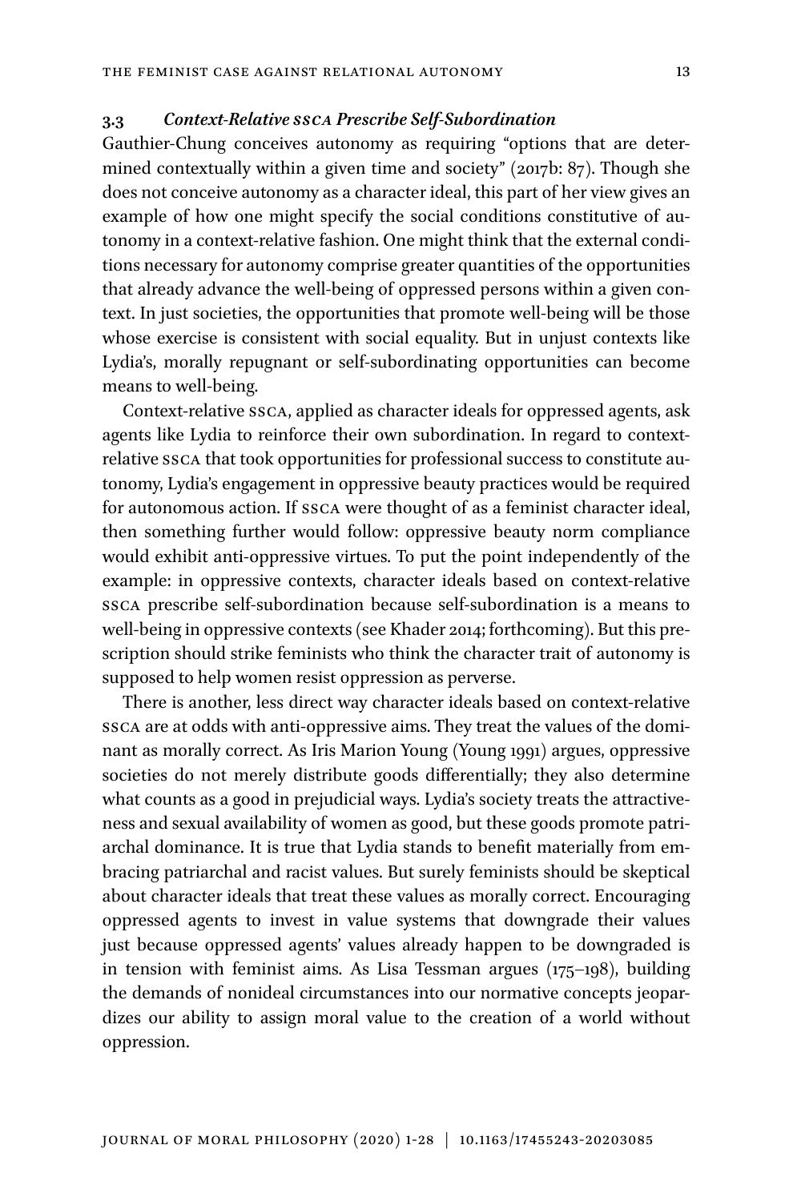### 3.3 *Context-Relative SSCA Prescribe Self-Subordination*

Gauthier-Chung conceives autonomy as requiring "options that are determined contextually within a given time and society" (2017b: 87). Though she does not conceive autonomy as a character ideal, this part of her view gives an example of how one might specify the social conditions constitutive of autonomy in a context-relative fashion. One might think that the external conditions necessary for autonomy comprise greater quantities of the opportunities that already advance the well-being of oppressed persons within a given context. In just societies, the opportunities that promote well-being will be those whose exercise is consistent with social equality. But in unjust contexts like Lydia's, morally repugnant or self-subordinating opportunities can become means to well-being.

Context-relative SSCA, applied as character ideals for oppressed agents, ask agents like Lydia to reinforce their own subordination. In regard to context-relative SSCA that took opportunities for professional success to constitute autonomy, Lydia's engagement in oppressive beauty practices would be required for autonomous action. If SSCA were thought of as a feminist character ideal, then something further would follow: oppressive beauty norm compliance would exhibit anti-oppressive virtues. To put the point independently of the example: in oppressive contexts, character ideals based on context-relative SSCA prescribe self-subordination because self-subordination is a means to well-being in oppressive contexts (see Khader 2014; forthcoming). But this prescription should strike feminists who think the character trait of autonomy is supposed to help women resist oppression as perverse.

There is another, less direct way character ideals based on context-relative SSCA are at odds with anti-oppressive aims. They treat the values of the dominant as morally correct. As Iris Marion Young (Young 1991) argues, oppressive societies do not merely distribute goods differentially; they also determine what counts as a good in prejudicial ways. Lydia's society treats the attractiveness and sexual availability of women as good, but these goods promote patriarchal dominance. It is true that Lydia stands to benefit materially from embracing patriarchal and racist values. But surely feminists should be skeptical about character ideals that treat these values as morally correct. Encouraging oppressed agents to invest in value systems that downgrade their values just because oppressed agents' values already happen to be downgraded is in tension with feminist aims. As Lisa Tessman argues (175–198), building the demands of nonideal circumstances into our normative concepts jeopardizes our ability to assign moral value to the creation of a world without oppression.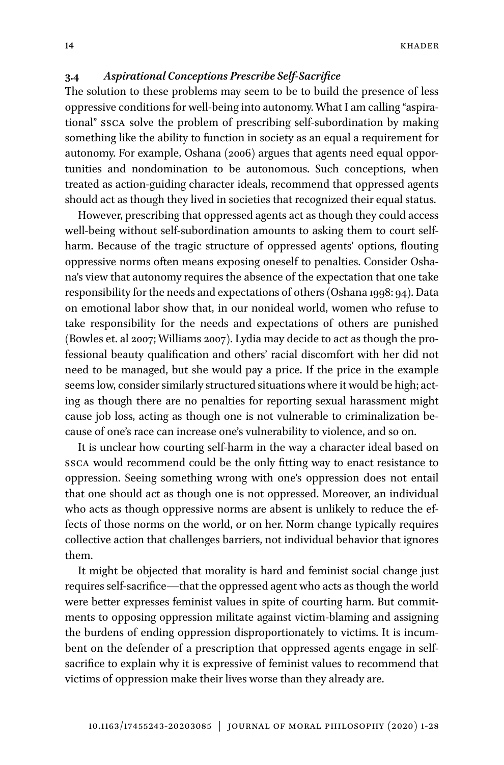### 3.4 *Aspirational Conceptions Prescribe Self-Sacrifice*

The solution to these problems may seem to be to build the presence of less oppressive conditions for well-being into autonomy. What I am calling "aspirational" SSCA solve the problem of prescribing self-subordination by making something like the ability to function in society as an equal a requirement for autonomy. For example, Oshana (2006) argues that agents need equal opportunities and nondomination to be autonomous. Such conceptions, when treated as action-guiding character ideals, recommend that oppressed agents should act as though they lived in societies that recognized their equal status.

However, prescribing that oppressed agents act as though they could access well-being without self-subordination amounts to asking them to court self-harm. Because of the tragic structure of oppressed agents' options, flouting oppressive norms often means exposing oneself to penalties. Consider Oshana's view that autonomy requires the absence of the expectation that one take responsibility for the needs and expectations of others (Oshana 1998: 94). Data on emotional labor show that, in our nonideal world, women who refuse to take responsibility for the needs and expectations of others are punished (Bowles et. al 2007; Williams 2007). Lydia may decide to act as though the professional beauty qualification and others' racial discomfort with her did not need to be managed, but she would pay a price. If the price in the example seems low, consider similarly structured situations where it would be high; acting as though there are no penalties for reporting sexual harassment might cause job loss, acting as though one is not vulnerable to criminalization because of one's race can increase one's vulnerability to violence, and so on.

It is unclear how courting self-harm in the way a character ideal based on SSCA would recommend could be the only fitting way to enact resistance to oppression. Seeing something wrong with one's oppression does not entail that one should act as though one is not oppressed. Moreover, an individual who acts as though oppressive norms are absent is unlikely to reduce the effects of those norms on the world, or on her. Norm change typically requires collective action that challenges barriers, not individual behavior that ignores them.

It might be objected that morality is hard and feminist social change just requires self-sacrifice—that the oppressed agent who acts as though the world were better expresses feminist values in spite of courting harm. But commitments to opposing oppression militate against victim-blaming and assigning the burdens of ending oppression disproportionately to victims. It is incumbent on the defender of a prescription that oppressed agents engage in self-sacrifice to explain why it is expressive of feminist values to recommend that victims of oppression make their lives worse than they already are.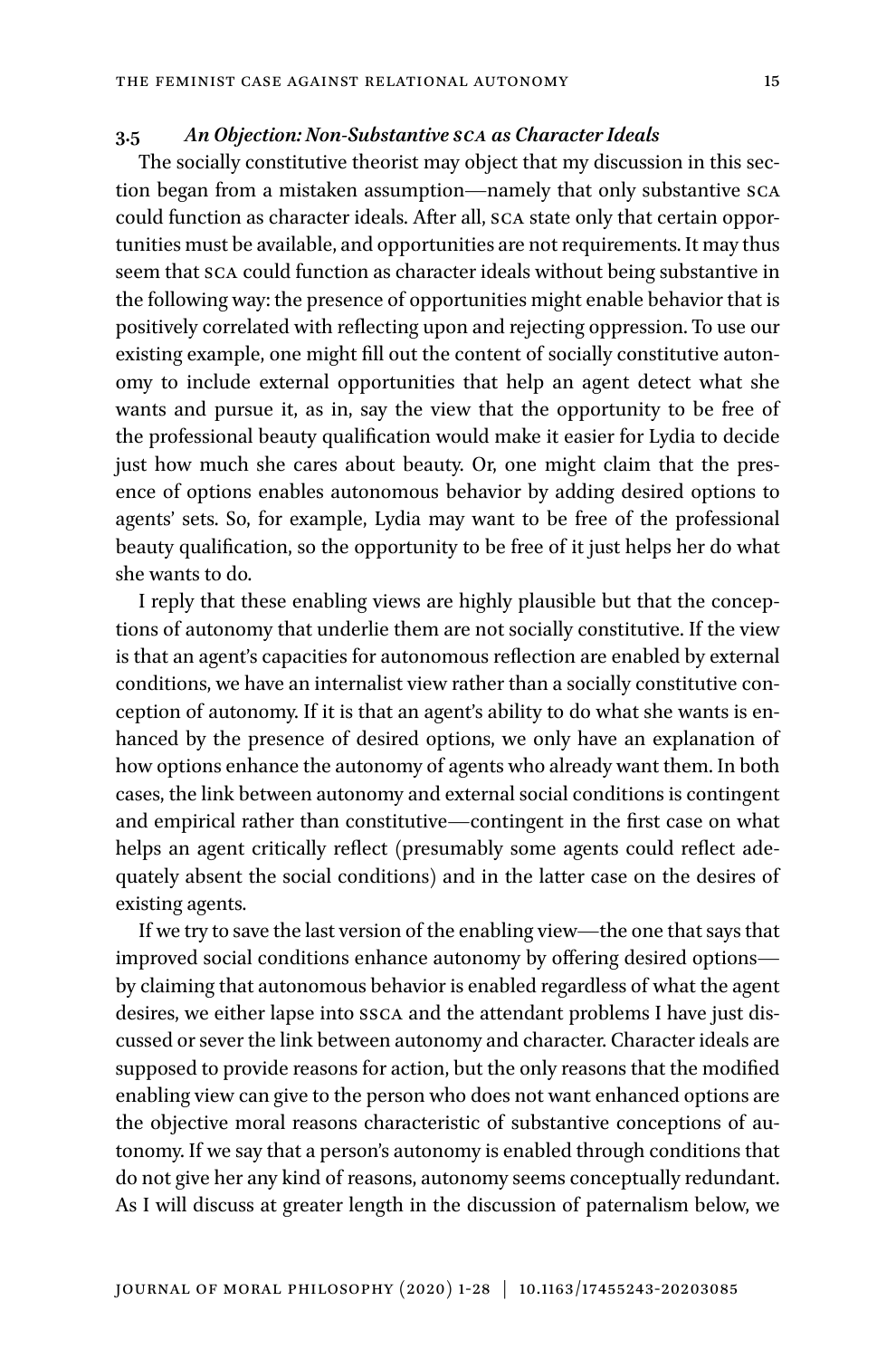### 3.5 *An Objection: Non-Substantive SCA as Character Ideals*

The socially constitutive theorist may object that my discussion in this section began from a mistaken assumption—namely that only substantive SCA could function as character ideals. After all, SCA state only that certain opportunities must be available, and opportunities are not requirements. It may thus seem that SCA could function as character ideals without being substantive in the following way: the presence of opportunities might enable behavior that is positively correlated with reflecting upon and rejecting oppression. To use our existing example, one might fill out the content of socially constitutive autonomy to include external opportunities that help an agent detect what she wants and pursue it, as in, say the view that the opportunity to be free of the professional beauty qualification would make it easier for Lydia to decide just how much she cares about beauty. Or, one might claim that the presence of options enables autonomous behavior by adding desired options to agents' sets. So, for example, Lydia may want to be free of the professional beauty qualification, so the opportunity to be free of it just helps her do what she wants to do.

I reply that these enabling views are highly plausible but that the conceptions of autonomy that underlie them are not socially constitutive. If the view is that an agent's capacities for autonomous reflection are enabled by external conditions, we have an internalist view rather than a socially constitutive conception of autonomy. If it is that an agent's ability to do what she wants is enhanced by the presence of desired options, we only have an explanation of how options enhance the autonomy of agents who already want them. In both cases, the link between autonomy and external social conditions is contingent and empirical rather than constitutive—contingent in the first case on what helps an agent critically reflect (presumably some agents could reflect adequately absent the social conditions) and in the latter case on the desires of existing agents.

If we try to save the last version of the enabling view—the one that says that improved social conditions enhance autonomy by offering desired options—by claiming that autonomous behavior is enabled regardless of what the agent desires, we either lapse into SSCA and the attendant problems I have just discussed or sever the link between autonomy and character. Character ideals are supposed to provide reasons for action, but the only reasons that the modified enabling view can give to the person who does not want enhanced options are the objective moral reasons characteristic of substantive conceptions of autonomy. If we say that a person's autonomy is enabled through conditions that do not give her any kind of reasons, autonomy seems conceptually redundant. As I will discuss at greater length in the discussion of paternalism below, we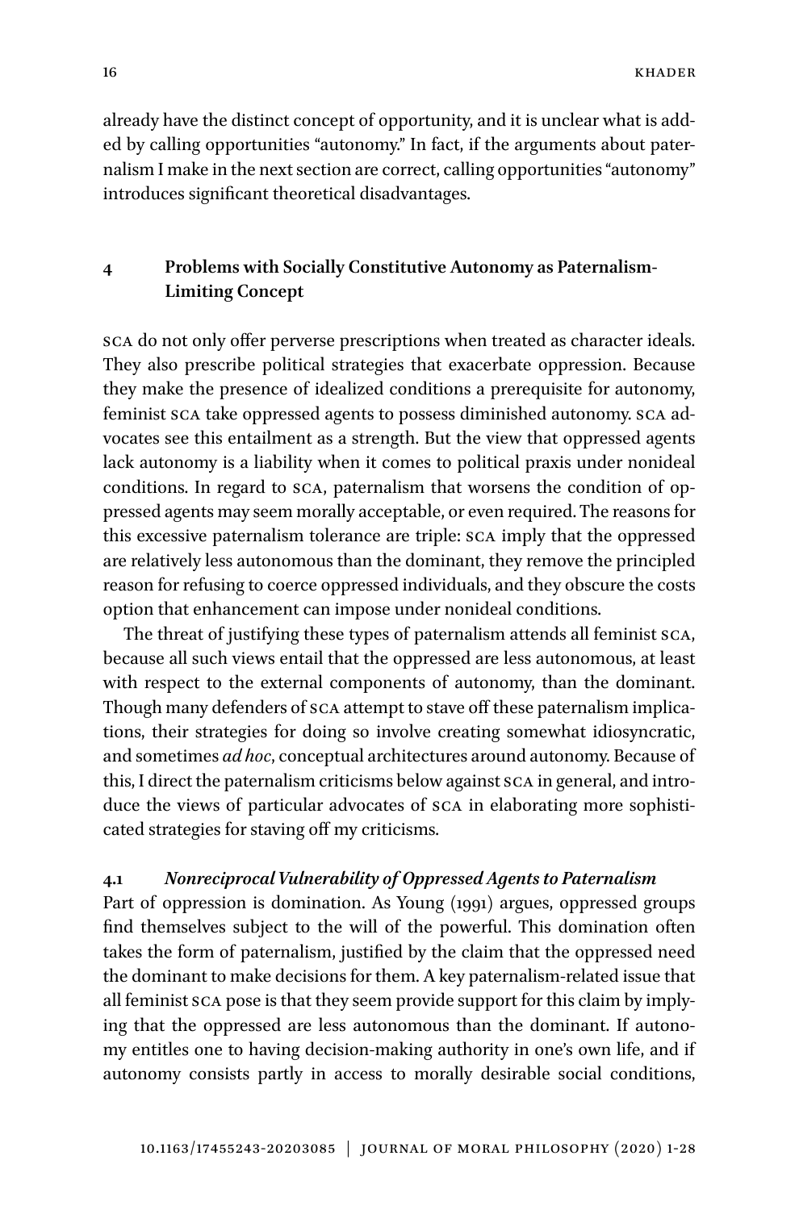already have the distinct concept of opportunity, and it is unclear what is added by calling opportunities "autonomy." In fact, if the arguments about paternalism I make in the next section are correct, calling opportunities "autonomy" introduces significant theoretical disadvantages.

## 4 Problems with Socially Constitutive Autonomy as Paternalism-Limiting Concept

SCA do not only offer perverse prescriptions when treated as character ideals. They also prescribe political strategies that exacerbate oppression. Because they make the presence of idealized conditions a prerequisite for autonomy, feminist SCA take oppressed agents to possess diminished autonomy. SCA advocates see this entailment as a strength. But the view that oppressed agents lack autonomy is a liability when it comes to political praxis under nonideal conditions. In regard to SCA, paternalism that worsens the condition of oppressed agents may seem morally acceptable, or even required. The reasons for this excessive paternalism tolerance are triple: SCA imply that the oppressed are relatively less autonomous than the dominant, they remove the principled reason for refusing to coerce oppressed individuals, and they obscure the costs option that enhancement can impose under nonideal conditions.

The threat of justifying these types of paternalism attends all feminist SCA, because all such views entail that the oppressed are less autonomous, at least with respect to the external components of autonomy, than the dominant. Though many defenders of SCA attempt to stave off these paternalism implications, their strategies for doing so involve creating somewhat idiosyncratic, and sometimes *ad hoc*, conceptual architectures around autonomy. Because of this, I direct the paternalism criticisms below against SCA in general, and introduce the views of particular advocates of SCA in elaborating more sophisticated strategies for staving off my criticisms.

### 4.1 *Nonreciprocal Vulnerability of Oppressed Agents to Paternalism*

Part of oppression is domination. As Young (1991) argues, oppressed groups find themselves subject to the will of the powerful. This domination often takes the form of paternalism, justified by the claim that the oppressed need the dominant to make decisions for them. A key paternalism-related issue that all feminist SCA pose is that they seem provide support for this claim by implying that the oppressed are less autonomous than the dominant. If autonomy entitles one to having decision-making authority in one's own life, and if autonomy consists partly in access to morally desirable social conditions,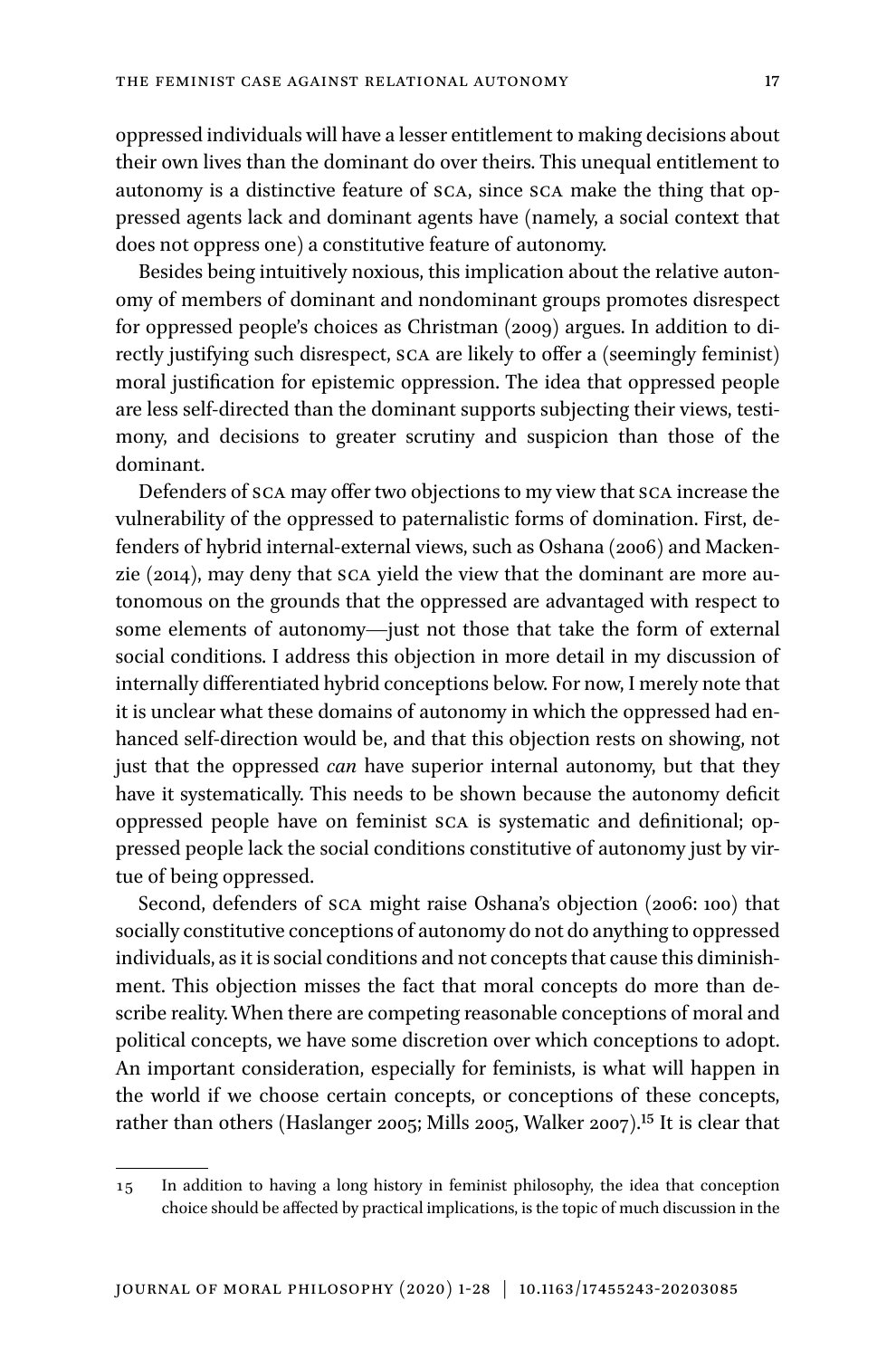oppressed individuals will have a lesser entitlement to making decisions about their own lives than the dominant do over theirs. This unequal entitlement to autonomy is a distinctive feature of SCA, since SCA make the thing that oppressed agents lack and dominant agents have (namely, a social context that does not oppress one) a constitutive feature of autonomy.

Besides being intuitively noxious, this implication about the relative autonomy of members of dominant and nondominant groups promotes disrespect for oppressed people's choices as Christman (2009) argues. In addition to directly justifying such disrespect, SCA are likely to offer a (seemingly feminist) moral justification for epistemic oppression. The idea that oppressed people are less self-directed than the dominant supports subjecting their views, testimony, and decisions to greater scrutiny and suspicion than those of the dominant.

Defenders of SCA may offer two objections to my view that SCA increase the vulnerability of the oppressed to paternalistic forms of domination. First, defenders of hybrid internal-external views, such as Oshana (2006) and Mackenzie (2014), may deny that SCA yield the view that the dominant are more autonomous on the grounds that the oppressed are advantaged with respect to some elements of autonomy—just not those that take the form of external social conditions. I address this objection in more detail in my discussion of internally differentiated hybrid conceptions below. For now, I merely note that it is unclear what these domains of autonomy in which the oppressed had enhanced self-direction would be, and that this objection rests on showing, not just that the oppressed *can* have superior internal autonomy, but that they have it systematically. This needs to be shown because the autonomy deficit oppressed people have on feminist SCA is systematic and definitional; oppressed people lack the social conditions constitutive of autonomy just by virtue of being oppressed.

Second, defenders of SCA might raise Oshana's objection (2006: 100) that socially constitutive conceptions of autonomy do not do anything to oppressed individuals, as it is social conditions and not concepts that cause this diminishment. This objection misses the fact that moral concepts do more than describe reality. When there are competing reasonable conceptions of moral and political concepts, we have some discretion over which conceptions to adopt. An important consideration, especially for feminists, is what will happen in the world if we choose certain concepts, or conceptions of these concepts, rather than others (Haslanger 2005; Mills 2005, Walker 2007).[15] It is clear that

15 In addition to having a long history in feminist philosophy, the idea that conception choice should be affected by practical implications, is the topic of much discussion in the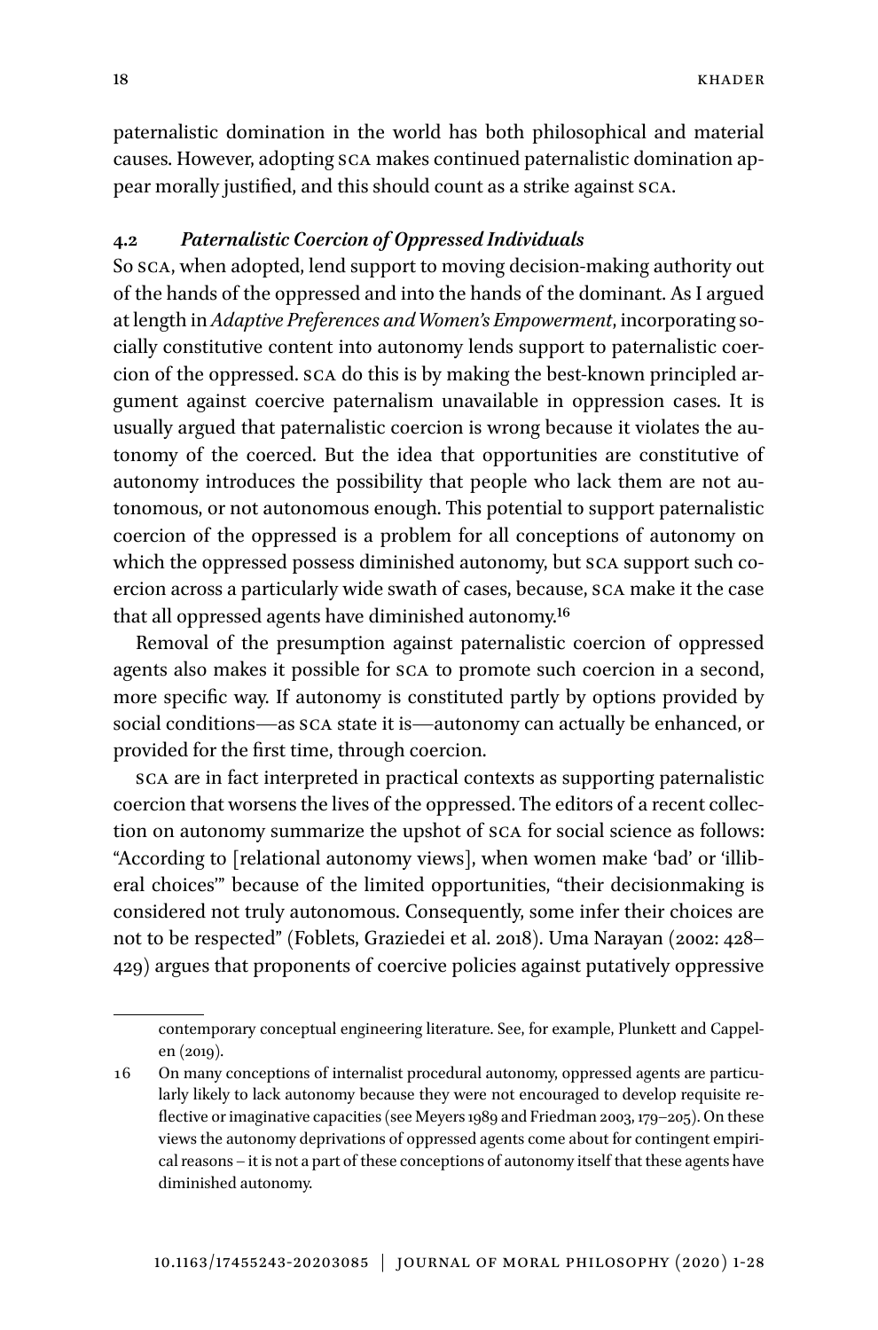paternalistic domination in the world has both philosophical and material causes. However, adopting SCA makes continued paternalistic domination appear morally justified, and this should count as a strike against SCA.

### 4.2 *Paternalistic Coercion of Oppressed Individuals*

So SCA, when adopted, lend support to moving decision-making authority out of the hands of the oppressed and into the hands of the dominant. As I argued at length in *Adaptive Preferences and Women's Empowerment*, incorporating socially constitutive content into autonomy lends support to paternalistic coercion of the oppressed. SCA do this is by making the best-known principled argument against coercive paternalism unavailable in oppression cases. It is usually argued that paternalistic coercion is wrong because it violates the autonomy of the coerced. But the idea that opportunities are constitutive of autonomy introduces the possibility that people who lack them are not autonomous, or not autonomous enough. This potential to support paternalistic coercion of the oppressed is a problem for all conceptions of autonomy on which the oppressed possess diminished autonomy, but SCA support such coercion across a particularly wide swath of cases, because, SCA make it the case that all oppressed agents have diminished autonomy.[16]

Removal of the presumption against paternalistic coercion of oppressed agents also makes it possible for SCA to promote such coercion in a second, more specific way. If autonomy is constituted partly by options provided by social conditions—as SCA state it is—autonomy can actually be enhanced, or provided for the first time, through coercion.

SCA are in fact interpreted in practical contexts as supporting paternalistic coercion that worsens the lives of the oppressed. The editors of a recent collection on autonomy summarize the upshot of SCA for social science as follows: "According to [relational autonomy views], when women make 'bad' or 'illiberal choices'" because of the limited opportunities, "their decisionmaking is considered not truly autonomous. Consequently, some infer their choices are not to be respected" (Foblets, Graziedei et al. 2018). Uma Narayan (2002: 428–429) argues that proponents of coercive policies against putatively oppressive

---

contemporary conceptual engineering literature. See, for example, Plunkett and Cappelen (2019).

16 On many conceptions of internalist procedural autonomy, oppressed agents are particularly likely to lack autonomy because they were not encouraged to develop requisite reflective or imaginative capacities (see Meyers 1989 and Friedman 2003, 179–205). On these views the autonomy deprivations of oppressed agents come about for contingent empirical reasons – it is not a part of these conceptions of autonomy itself that these agents have diminished autonomy.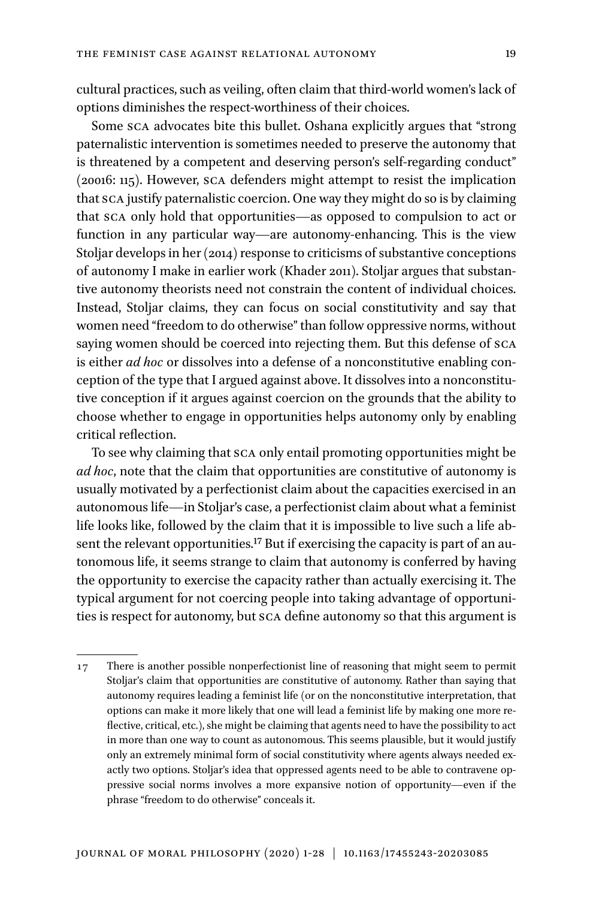cultural practices, such as veiling, often claim that third-world women's lack of options diminishes the respect-worthiness of their choices.

Some SCA advocates bite this bullet. Oshana explicitly argues that "strong paternalistic intervention is sometimes needed to preserve the autonomy that is threatened by a competent and deserving person's self-regarding conduct" (20016: 115). However, SCA defenders might attempt to resist the implication that SCA justify paternalistic coercion. One way they might do so is by claiming that SCA only hold that opportunities—as opposed to compulsion to act or function in any particular way—are autonomy-enhancing. This is the view Stoljar develops in her (2014) response to criticisms of substantive conceptions of autonomy I make in earlier work (Khader 2011). Stoljar argues that substantive autonomy theorists need not constrain the content of individual choices. Instead, Stoljar claims, they can focus on social constitutivity and say that women need "freedom to do otherwise" than follow oppressive norms, without saying women should be coerced into rejecting them. But this defense of SCA is either *ad hoc* or dissolves into a defense of a nonconstitutive enabling conception of the type that I argued against above. It dissolves into a nonconstitutive conception if it argues against coercion on the grounds that the ability to choose whether to engage in opportunities helps autonomy only by enabling critical reflection.

To see why claiming that SCA only entail promoting opportunities might be *ad hoc*, note that the claim that opportunities are constitutive of autonomy is usually motivated by a perfectionist claim about the capacities exercised in an autonomous life—in Stoljar's case, a perfectionist claim about what a feminist life looks like, followed by the claim that it is impossible to live such a life absent the relevant opportunities.[17] But if exercising the capacity is part of an autonomous life, it seems strange to claim that autonomy is conferred by having the opportunity to exercise the capacity rather than actually exercising it. The typical argument for not coercing people into taking advantage of opportunities is respect for autonomy, but SCA define autonomy so that this argument is

17 There is another possible nonperfectionist line of reasoning that might seem to permit Stoljar's claim that opportunities are constitutive of autonomy. Rather than saying that autonomy requires leading a feminist life (or on the nonconstitutive interpretation, that options can make it more likely that one will lead a feminist life by making one more reflective, critical, etc.), she might be claiming that agents need to have the possibility to act in more than one way to count as autonomous. This seems plausible, but it would justify only an extremely minimal form of social constitutivity where agents always needed exactly two options. Stoljar's idea that oppressed agents need to be able to contravene oppressive social norms involves a more expansive notion of opportunity—even if the phrase "freedom to do otherwise" conceals it.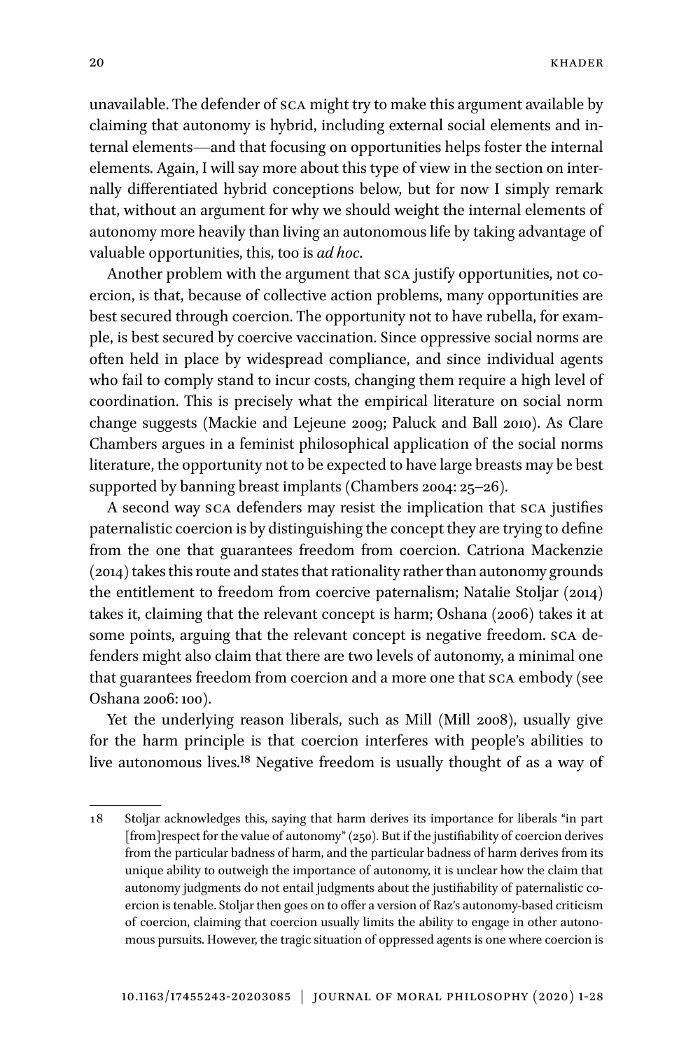unavailable. The defender of SCA might try to make this argument available by claiming that autonomy is hybrid, including external social elements and internal elements—and that focusing on opportunities helps foster the internal elements. Again, I will say more about this type of view in the section on internally differentiated hybrid conceptions below, but for now I simply remark that, without an argument for why we should weight the internal elements of autonomy more heavily than living an autonomous life by taking advantage of valuable opportunities, this, too is *ad hoc*.

Another problem with the argument that SCA justify opportunities, not coercion, is that, because of collective action problems, many opportunities are best secured through coercion. The opportunity not to have rubella, for example, is best secured by coercive vaccination. Since oppressive social norms are often held in place by widespread compliance, and since individual agents who fail to comply stand to incur costs, changing them require a high level of coordination. This is precisely what the empirical literature on social norm change suggests (Mackie and Lejeune 2009; Paluck and Ball 2010). As Clare Chambers argues in a feminist philosophical application of the social norms literature, the opportunity not to be expected to have large breasts may be best supported by banning breast implants (Chambers 2004: 25–26).

A second way SCA defenders may resist the implication that SCA justifies paternalistic coercion is by distinguishing the concept they are trying to define from the one that guarantees freedom from coercion. Catriona Mackenzie (2014) takes this route and states that rationality rather than autonomy grounds the entitlement to freedom from coercive paternalism; Natalie Stoljar (2014) takes it, claiming that the relevant concept is harm; Oshana (2006) takes it at some points, arguing that the relevant concept is negative freedom. SCA defenders might also claim that there are two levels of autonomy, a minimal one that guarantees freedom from coercion and a more one that SCA embody (see Oshana 2006: 100).

Yet the underlying reason liberals, such as Mill (Mill 2008), usually give for the harm principle is that coercion interferes with people's abilities to live autonomous lives.[18] Negative freedom is usually thought of as a way of

---

18 Stoljar acknowledges this, saying that harm derives its importance for liberals "in part [from] respect for the value of autonomy" (250). But if the justifiability of coercion derives from the particular badness of harm, and the particular badness of harm derives from its unique ability to outweigh the importance of autonomy, it is unclear how the claim that autonomy judgments do not entail judgments about the justifiability of paternalistic coercion is tenable. Stoljar then goes on to offer a version of Raz's autonomy-based criticism of coercion, claiming that coercion usually limits the ability to engage in other autonomous pursuits. However, the tragic situation of oppressed agents is one where coercion is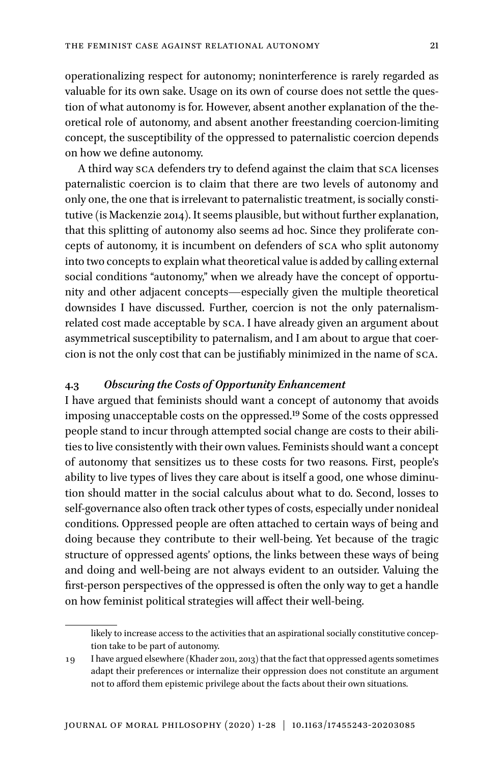operationalizing respect for autonomy; noninterference is rarely regarded as valuable for its own sake. Usage on its own of course does not settle the question of what autonomy is for. However, absent another explanation of the theoretical role of autonomy, and absent another freestanding coercion-limiting concept, the susceptibility of the oppressed to paternalistic coercion depends on how we define autonomy.

A third way SCA defenders try to defend against the claim that SCA licenses paternalistic coercion is to claim that there are two levels of autonomy and only one, the one that is irrelevant to paternalistic treatment, is socially constitutive (is Mackenzie 2014). It seems plausible, but without further explanation, that this splitting of autonomy also seems ad hoc. Since they proliferate concepts of autonomy, it is incumbent on defenders of SCA who split autonomy into two concepts to explain what theoretical value is added by calling external social conditions "autonomy," when we already have the concept of opportunity and other adjacent concepts—especially given the multiple theoretical downsides I have discussed. Further, coercion is not the only paternalism-related cost made acceptable by SCA. I have already given an argument about asymmetrical susceptibility to paternalism, and I am about to argue that coercion is not the only cost that can be justifiably minimized in the name of SCA.

### 4.3 *Obscuring the Costs of Opportunity Enhancement*

I have argued that feminists should want a concept of autonomy that avoids imposing unacceptable costs on the oppressed.[19] Some of the costs oppressed people stand to incur through attempted social change are costs to their abilities to live consistently with their own values. Feminists should want a concept of autonomy that sensitizes us to these costs for two reasons. First, people's ability to live types of lives they care about is itself a good, one whose diminution should matter in the social calculus about what to do. Second, losses to self-governance also often track other types of costs, especially under nonideal conditions. Oppressed people are often attached to certain ways of being and doing because they contribute to their well-being. Yet because of the tragic structure of oppressed agents' options, the links between these ways of being and doing and well-being are not always evident to an outsider. Valuing the first-person perspectives of the oppressed is often the only way to get a handle on how feminist political strategies will affect their well-being.

---

likely to increase access to the activities that an aspirational socially constitutive conception take to be part of autonomy.

19 I have argued elsewhere (Khader 2011, 2013) that the fact that oppressed agents sometimes adapt their preferences or internalize their oppression does not constitute an argument not to afford them epistemic privilege about the facts about their own situations.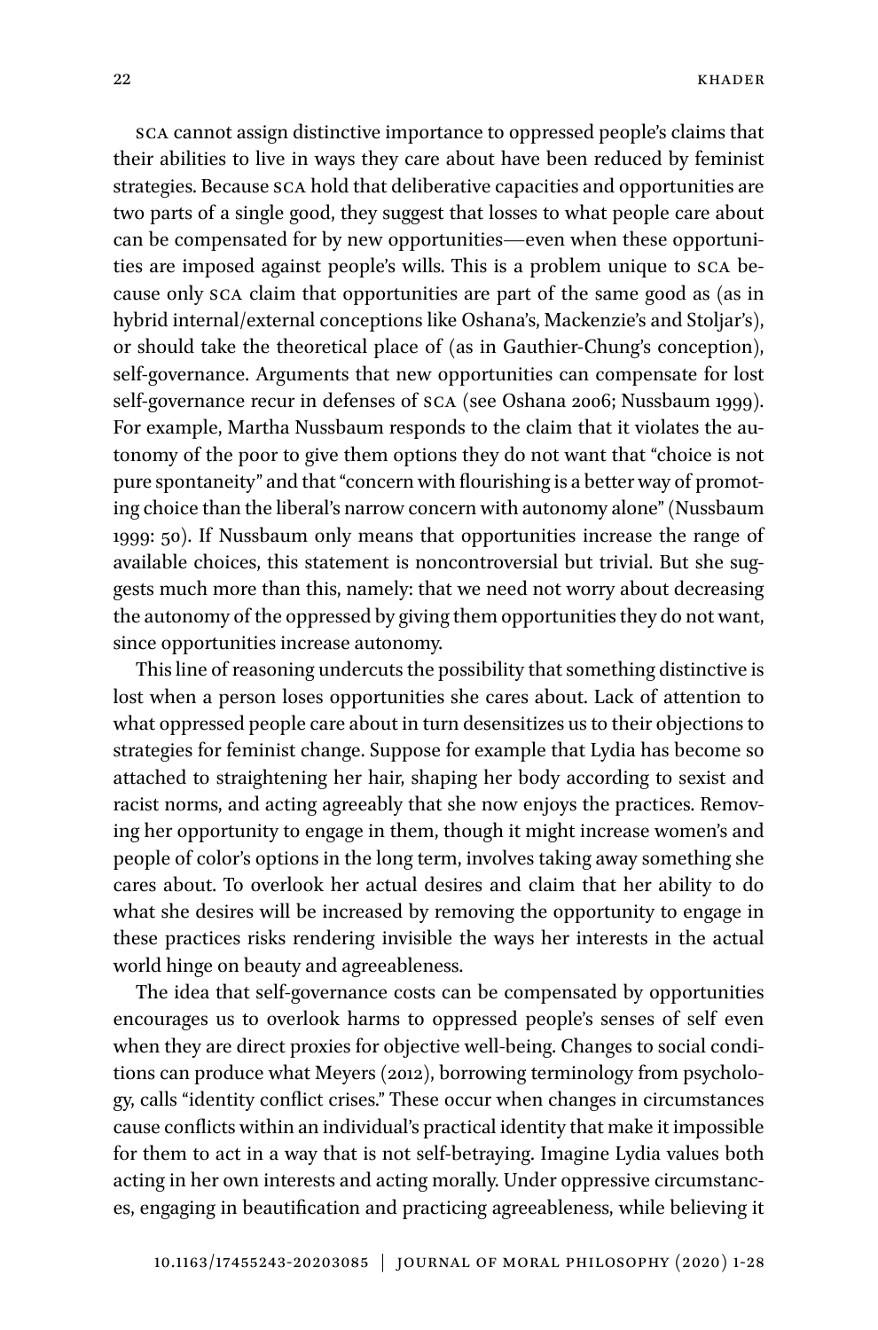SCA cannot assign distinctive importance to oppressed people's claims that their abilities to live in ways they care about have been reduced by feminist strategies. Because SCA hold that deliberative capacities and opportunities are two parts of a single good, they suggest that losses to what people care about can be compensated for by new opportunities—even when these opportunities are imposed against people's wills. This is a problem unique to SCA because only SCA claim that opportunities are part of the same good as (as in hybrid internal/external conceptions like Oshana's, Mackenzie's and Stoljar's), or should take the theoretical place of (as in Gauthier-Chung's conception), self-governance. Arguments that new opportunities can compensate for lost self-governance recur in defenses of SCA (see Oshana 2006; Nussbaum 1999). For example, Martha Nussbaum responds to the claim that it violates the autonomy of the poor to give them options they do not want that "choice is not pure spontaneity" and that "concern with flourishing is a better way of promoting choice than the liberal's narrow concern with autonomy alone" (Nussbaum 1999: 50). If Nussbaum only means that opportunities increase the range of available choices, this statement is noncontroversial but trivial. But she suggests much more than this, namely: that we need not worry about decreasing the autonomy of the oppressed by giving them opportunities they do not want, since opportunities increase autonomy.

This line of reasoning undercuts the possibility that something distinctive is lost when a person loses opportunities she cares about. Lack of attention to what oppressed people care about in turn desensitizes us to their objections to strategies for feminist change. Suppose for example that Lydia has become so attached to straightening her hair, shaping her body according to sexist and racist norms, and acting agreeably that she now enjoys the practices. Removing her opportunity to engage in them, though it might increase women's and people of color's options in the long term, involves taking away something she cares about. To overlook her actual desires and claim that her ability to do what she desires will be increased by removing the opportunity to engage in these practices risks rendering invisible the ways her interests in the actual world hinge on beauty and agreeableness.

The idea that self-governance costs can be compensated by opportunities encourages us to overlook harms to oppressed people's senses of self even when they are direct proxies for objective well-being. Changes to social conditions can produce what Meyers (2012), borrowing terminology from psychology, calls "identity conflict crises." These occur when changes in circumstances cause conflicts within an individual's practical identity that make it impossible for them to act in a way that is not self-betraying. Imagine Lydia values both acting in her own interests and acting morally. Under oppressive circumstances, engaging in beautification and practicing agreeableness, while believing it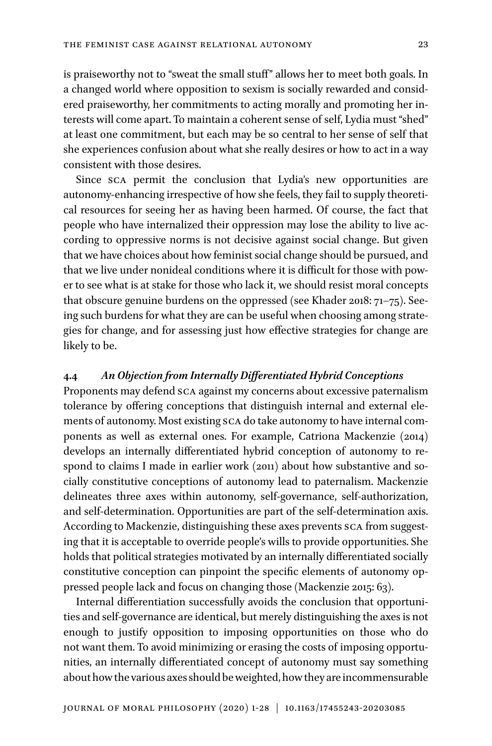is praiseworthy not to "sweat the small stuff" allows her to meet both goals. In a changed world where opposition to sexism is socially rewarded and considered praiseworthy, her commitments to acting morally and promoting her interests will come apart. To maintain a coherent sense of self, Lydia must "shed" at least one commitment, but each may be so central to her sense of self that she experiences confusion about what she really desires or how to act in a way consistent with those desires.

Since SCA permit the conclusion that Lydia's new opportunities are autonomy-enhancing irrespective of how she feels, they fail to supply theoretical resources for seeing her as having been harmed. Of course, the fact that people who have internalized their oppression may lose the ability to live according to oppressive norms is not decisive against social change. But given that we have choices about how feminist social change should be pursued, and that we live under nonideal conditions where it is difficult for those with power to see what is at stake for those who lack it, we should resist moral concepts that obscure genuine burdens on the oppressed (see Khader 2018: 71–75). Seeing such burdens for what they are can be useful when choosing among strategies for change, and for assessing just how effective strategies for change are likely to be.

### 4.4 *An Objection from Internally Differentiated Hybrid Conceptions*

Proponents may defend SCA against my concerns about excessive paternalism tolerance by offering conceptions that distinguish internal and external elements of autonomy. Most existing SCA do take autonomy to have internal components as well as external ones. For example, Catriona Mackenzie (2014) develops an internally differentiated hybrid conception of autonomy to respond to claims I made in earlier work (2011) about how substantive and socially constitutive conceptions of autonomy lead to paternalism. Mackenzie delineates three axes within autonomy, self-governance, self-authorization, and self-determination. Opportunities are part of the self-determination axis. According to Mackenzie, distinguishing these axes prevents SCA from suggesting that it is acceptable to override people's wills to provide opportunities. She holds that political strategies motivated by an internally differentiated socially constitutive conception can pinpoint the specific elements of autonomy oppressed people lack and focus on changing those (Mackenzie 2015: 63).

Internal differentiation successfully avoids the conclusion that opportunities and self-governance are identical, but merely distinguishing the axes is not enough to justify opposition to imposing opportunities on those who do not want them. To avoid minimizing or erasing the costs of imposing opportunities, an internally differentiated concept of autonomy must say something about how the various axes should be weighted, how they are incommensurable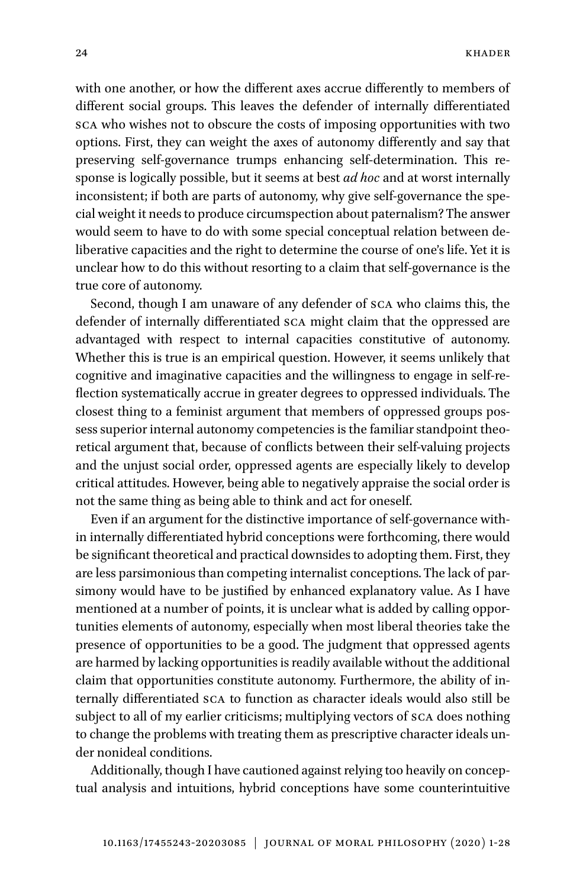with one another, or how the different axes accrue differently to members of different social groups. This leaves the defender of internally differentiated SCA who wishes not to obscure the costs of imposing opportunities with two options. First, they can weight the axes of autonomy differently and say that preserving self-governance trumps enhancing self-determination. This response is logically possible, but it seems at best *ad hoc* and at worst internally inconsistent; if both are parts of autonomy, why give self-governance the special weight it needs to produce circumspection about paternalism? The answer would seem to have to do with some special conceptual relation between deliberative capacities and the right to determine the course of one's life. Yet it is unclear how to do this without resorting to a claim that self-governance is the true core of autonomy.

Second, though I am unaware of any defender of SCA who claims this, the defender of internally differentiated SCA might claim that the oppressed are advantaged with respect to internal capacities constitutive of autonomy. Whether this is true is an empirical question. However, it seems unlikely that cognitive and imaginative capacities and the willingness to engage in self-reflection systematically accrue in greater degrees to oppressed individuals. The closest thing to a feminist argument that members of oppressed groups possess superior internal autonomy competencies is the familiar standpoint theoretical argument that, because of conflicts between their self-valuing projects and the unjust social order, oppressed agents are especially likely to develop critical attitudes. However, being able to negatively appraise the social order is not the same thing as being able to think and act for oneself.

Even if an argument for the distinctive importance of self-governance within internally differentiated hybrid conceptions were forthcoming, there would be significant theoretical and practical downsides to adopting them. First, they are less parsimonious than competing internalist conceptions. The lack of parsimony would have to be justified by enhanced explanatory value. As I have mentioned at a number of points, it is unclear what is added by calling opportunities elements of autonomy, especially when most liberal theories take the presence of opportunities to be a good. The judgment that oppressed agents are harmed by lacking opportunities is readily available without the additional claim that opportunities constitute autonomy. Furthermore, the ability of internally differentiated SCA to function as character ideals would also still be subject to all of my earlier criticisms; multiplying vectors of SCA does nothing to change the problems with treating them as prescriptive character ideals under nonideal conditions.

Additionally, though I have cautioned against relying too heavily on conceptual analysis and intuitions, hybrid conceptions have some counterintuitive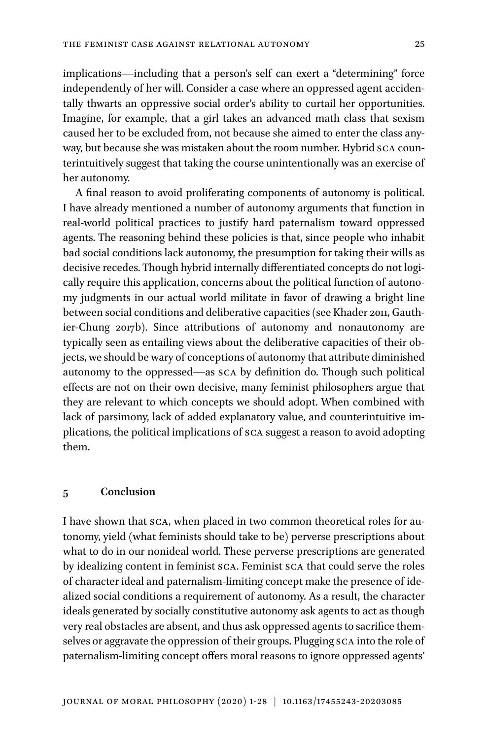implications—including that a person's self can exert a "determining" force independently of her will. Consider a case where an oppressed agent accidentally thwarts an oppressive social order's ability to curtail her opportunities. Imagine, for example, that a girl takes an advanced math class that sexism caused her to be excluded from, not because she aimed to enter the class anyway, but because she was mistaken about the room number. Hybrid SCA counterintuitively suggest that taking the course unintentionally was an exercise of her autonomy.

A final reason to avoid proliferating components of autonomy is political. I have already mentioned a number of autonomy arguments that function in real-world political practices to justify hard paternalism toward oppressed agents. The reasoning behind these policies is that, since people who inhabit bad social conditions lack autonomy, the presumption for taking their wills as decisive recedes. Though hybrid internally differentiated concepts do not logically require this application, concerns about the political function of autonomy judgments in our actual world militate in favor of drawing a bright line between social conditions and deliberative capacities (see Khader 2011, Gauthier-Chung 2017b). Since attributions of autonomy and nonautonomy are typically seen as entailing views about the deliberative capacities of their objects, we should be wary of conceptions of autonomy that attribute diminished autonomy to the oppressed—as SCA by definition do. Though such political effects are not on their own decisive, many feminist philosophers argue that they are relevant to which concepts we should adopt. When combined with lack of parsimony, lack of added explanatory value, and counterintuitive implications, the political implications of SCA suggest a reason to avoid adopting them.

## 5 Conclusion

I have shown that SCA, when placed in two common theoretical roles for autonomy, yield (what feminists should take to be) perverse prescriptions about what to do in our nonideal world. These perverse prescriptions are generated by idealizing content in feminist SCA. Feminist SCA that could serve the roles of character ideal and paternalism-limiting concept make the presence of idealized social conditions a requirement of autonomy. As a result, the character ideals generated by socially constitutive autonomy ask agents to act as though very real obstacles are absent, and thus ask oppressed agents to sacrifice themselves or aggravate the oppression of their groups. Plugging SCA into the role of paternalism-limiting concept offers moral reasons to ignore oppressed agents'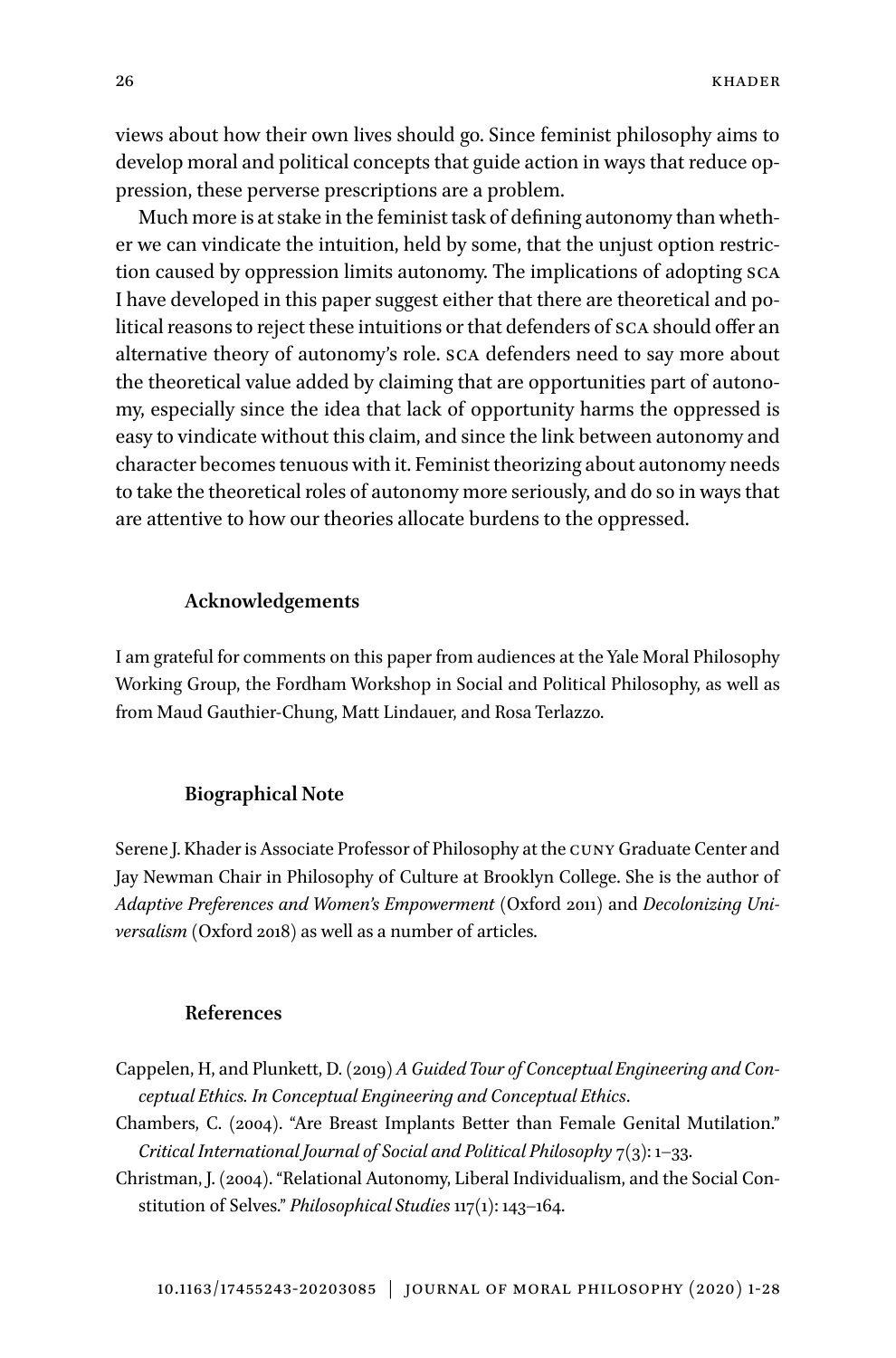views about how their own lives should go. Since feminist philosophy aims to develop moral and political concepts that guide action in ways that reduce oppression, these perverse prescriptions are a problem.

Much more is at stake in the feminist task of defining autonomy than whether we can vindicate the intuition, held by some, that the unjust option restriction caused by oppression limits autonomy. The implications of adopting SCA I have developed in this paper suggest either that there are theoretical and political reasons to reject these intuitions or that defenders of SCA should offer an alternative theory of autonomy's role. SCA defenders need to say more about the theoretical value added by claiming that are opportunities part of autonomy, especially since the idea that lack of opportunity harms the oppressed is easy to vindicate without this claim, and since the link between autonomy and character becomes tenuous with it. Feminist theorizing about autonomy needs to take the theoretical roles of autonomy more seriously, and do so in ways that are attentive to how our theories allocate burdens to the oppressed.

## Acknowledgements

I am grateful for comments on this paper from audiences at the Yale Moral Philosophy Working Group, the Fordham Workshop in Social and Political Philosophy, as well as from Maud Gauthier-Chung, Matt Lindauer, and Rosa Terlazzo.

## Biographical Note

Serene J. Khader is Associate Professor of Philosophy at the CUNY Graduate Center and Jay Newman Chair in Philosophy of Culture at Brooklyn College. She is the author of *Adaptive Preferences and Women's Empowerment* (Oxford 2011) and *Decolonizing Universalism* (Oxford 2018) as well as a number of articles.

## References

Cappelen, H, and Plunkett, D. (2019) *A Guided Tour of Conceptual Engineering and Conceptual Ethics. In Conceptual Engineering and Conceptual Ethics*.

Chambers, C. (2004). "Are Breast Implants Better than Female Genital Mutilation." *Critical International Journal of Social and Political Philosophy* 7(3): 1–33.

Christman, J. (2004). "Relational Autonomy, Liberal Individualism, and the Social Constitution of Selves." *Philosophical Studies* 117(1): 143–164.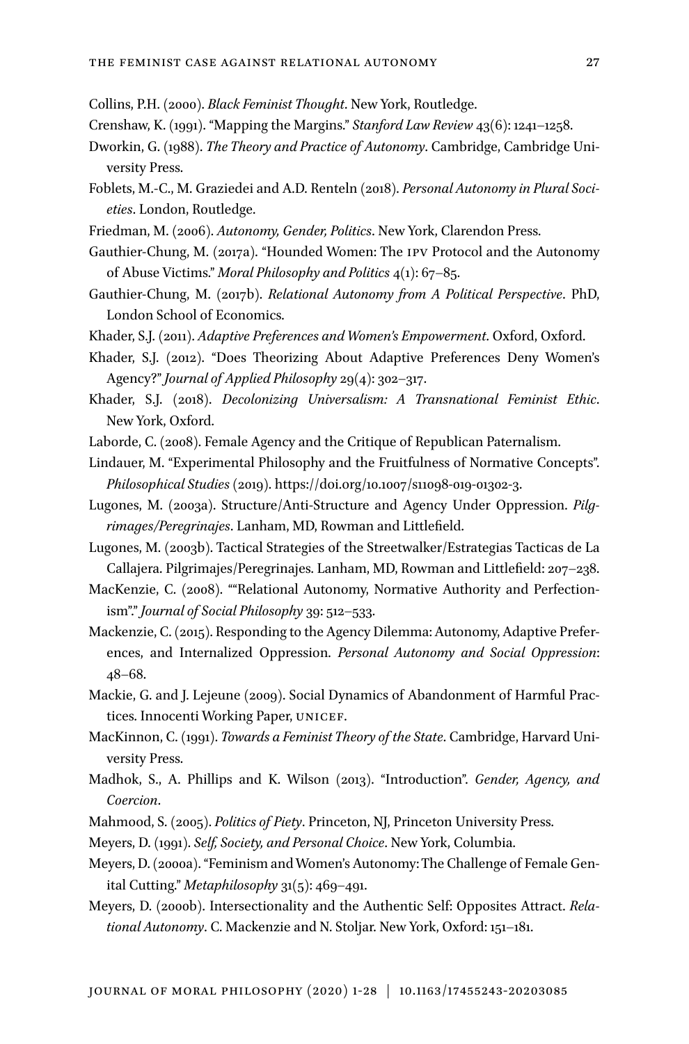Collins, P.H. (2000). *Black Feminist Thought*. New York, Routledge.

Crenshaw, K. (1991). "Mapping the Margins." *Stanford Law Review* 43(6): 1241–1258.

Dworkin, G. (1988). *The Theory and Practice of Autonomy*. Cambridge, Cambridge University Press.

Foblets, M.-C., M. Graziedei and A.D. Renteln (2018). *Personal Autonomy in Plural Societies*. London, Routledge.

Friedman, M. (2006). *Autonomy, Gender, Politics*. New York, Clarendon Press.

Gauthier-Chung, M. (2017a). "Hounded Women: The IPV Protocol and the Autonomy of Abuse Victims." *Moral Philosophy and Politics* 4(1): 67–85.

Gauthier-Chung, M. (2017b). *Relational Autonomy from A Political Perspective*. PhD, London School of Economics.

Khader, S.J. (2011). *Adaptive Preferences and Women's Empowerment*. Oxford, Oxford.

Khader, S.J. (2012). "Does Theorizing About Adaptive Preferences Deny Women's Agency?" *Journal of Applied Philosophy* 29(4): 302–317.

Khader, S.J. (2018). *Decolonizing Universalism: A Transnational Feminist Ethic*. New York, Oxford.

Laborde, C. (2008). Female Agency and the Critique of Republican Paternalism.

Lindauer, M. "Experimental Philosophy and the Fruitfulness of Normative Concepts". *Philosophical Studies* (2019). https://doi.org/10.1007/s11098-019-01302-3.

Lugones, M. (2003a). Structure/Anti-Structure and Agency Under Oppression. *Pilgrimages/Peregrinajes*. Lanham, MD, Rowman and Littlefield.

Lugones, M. (2003b). Tactical Strategies of the Streetwalker/Estrategias Tacticas de La Callajera. Pilgrimajes/Peregrinajes. Lanham, MD, Rowman and Littlefield: 207–238.

MacKenzie, C. (2008). ""Relational Autonomy, Normative Authority and Perfectionism"." *Journal of Social Philosophy* 39: 512–533.

Mackenzie, C. (2015). Responding to the Agency Dilemma: Autonomy, Adaptive Preferences, and Internalized Oppression. *Personal Autonomy and Social Oppression*: 48–68.

Mackie, G. and J. Lejeune (2009). Social Dynamics of Abandonment of Harmful Practices. Innocenti Working Paper, UNICEF.

MacKinnon, C. (1991). *Towards a Feminist Theory of the State*. Cambridge, Harvard University Press.

Madhok, S., A. Phillips and K. Wilson (2013). "Introduction". *Gender, Agency, and Coercion*.

Mahmood, S. (2005). *Politics of Piety*. Princeton, NJ, Princeton University Press.

Meyers, D. (1991). *Self, Society, and Personal Choice*. New York, Columbia.

Meyers, D. (2000a). "Feminism and Women's Autonomy: The Challenge of Female Genital Cutting." *Metaphilosophy* 31(5): 469–491.

Meyers, D. (2000b). Intersectionality and the Authentic Self: Opposites Attract. *Relational Autonomy*. C. Mackenzie and N. Stoljar. New York, Oxford: 151–181.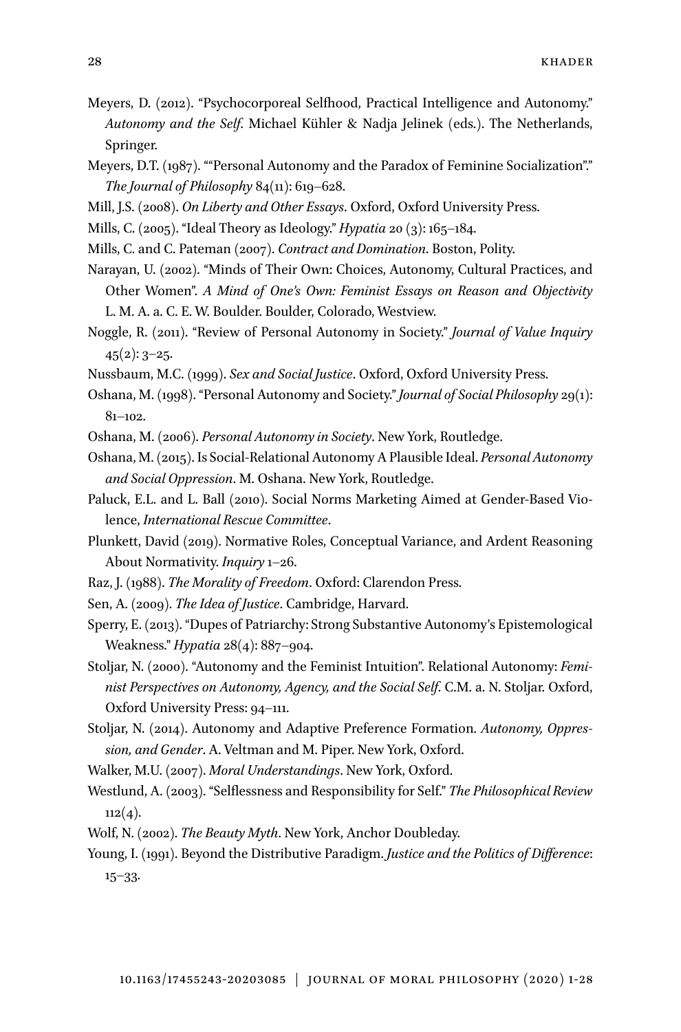Meyers, D. (2012). "Psychocorporeal Selfhood, Practical Intelligence and Autonomy." *Autonomy and the Self*. Michael Kühler & Nadja Jelinek (eds.). The Netherlands, Springer.

Meyers, D.T. (1987). ""Personal Autonomy and the Paradox of Feminine Socialization"." *The Journal of Philosophy* 84(11): 619–628.

Mill, J.S. (2008). *On Liberty and Other Essays*. Oxford, Oxford University Press.

Mills, C. (2005). "Ideal Theory as Ideology." *Hypatia* 20 (3): 165–184.

Mills, C. and C. Pateman (2007). *Contract and Domination*. Boston, Polity.

Narayan, U. (2002). "Minds of Their Own: Choices, Autonomy, Cultural Practices, and Other Women". *A Mind of One's Own: Feminist Essays on Reason and Objectivity* L. M. A. a. C. E. W. Boulder. Boulder, Colorado, Westview.

Noggle, R. (2011). "Review of Personal Autonomy in Society." *Journal of Value Inquiry* 45(2): 3–25.

Nussbaum, M.C. (1999). *Sex and Social Justice*. Oxford, Oxford University Press.

Oshana, M. (1998). "Personal Autonomy and Society." *Journal of Social Philosophy* 29(1): 81–102.

Oshana, M. (2006). *Personal Autonomy in Society*. New York, Routledge.

Oshana, M. (2015). Is Social-Relational Autonomy A Plausible Ideal. *Personal Autonomy and Social Oppression*. M. Oshana. New York, Routledge.

Paluck, E.L. and L. Ball (2010). Social Norms Marketing Aimed at Gender-Based Violence, *International Rescue Committee*.

Plunkett, David (2019). Normative Roles, Conceptual Variance, and Ardent Reasoning About Normativity. *Inquiry* 1–26.

Raz, J. (1988). *The Morality of Freedom*. Oxford: Clarendon Press.

Sen, A. (2009). *The Idea of Justice*. Cambridge, Harvard.

Sperry, E. (2013). "Dupes of Patriarchy: Strong Substantive Autonomy's Epistemological Weakness." *Hypatia* 28(4): 887–904.

Stoljar, N. (2000). "Autonomy and the Feminist Intuition". Relational Autonomy: *Feminist Perspectives on Autonomy, Agency, and the Social Self*. C.M. a. N. Stoljar. Oxford, Oxford University Press: 94–111.

Stoljar, N. (2014). Autonomy and Adaptive Preference Formation. *Autonomy, Oppression, and Gender*. A. Veltman and M. Piper. New York, Oxford.

Walker, M.U. (2007). *Moral Understandings*. New York, Oxford.

Westlund, A. (2003). "Selflessness and Responsibility for Self." *The Philosophical Review* 112(4).

Wolf, N. (2002). *The Beauty Myth*. New York, Anchor Doubleday.

Young, I. (1991). Beyond the Distributive Paradigm. *Justice and the Politics of Difference*: 15–33.